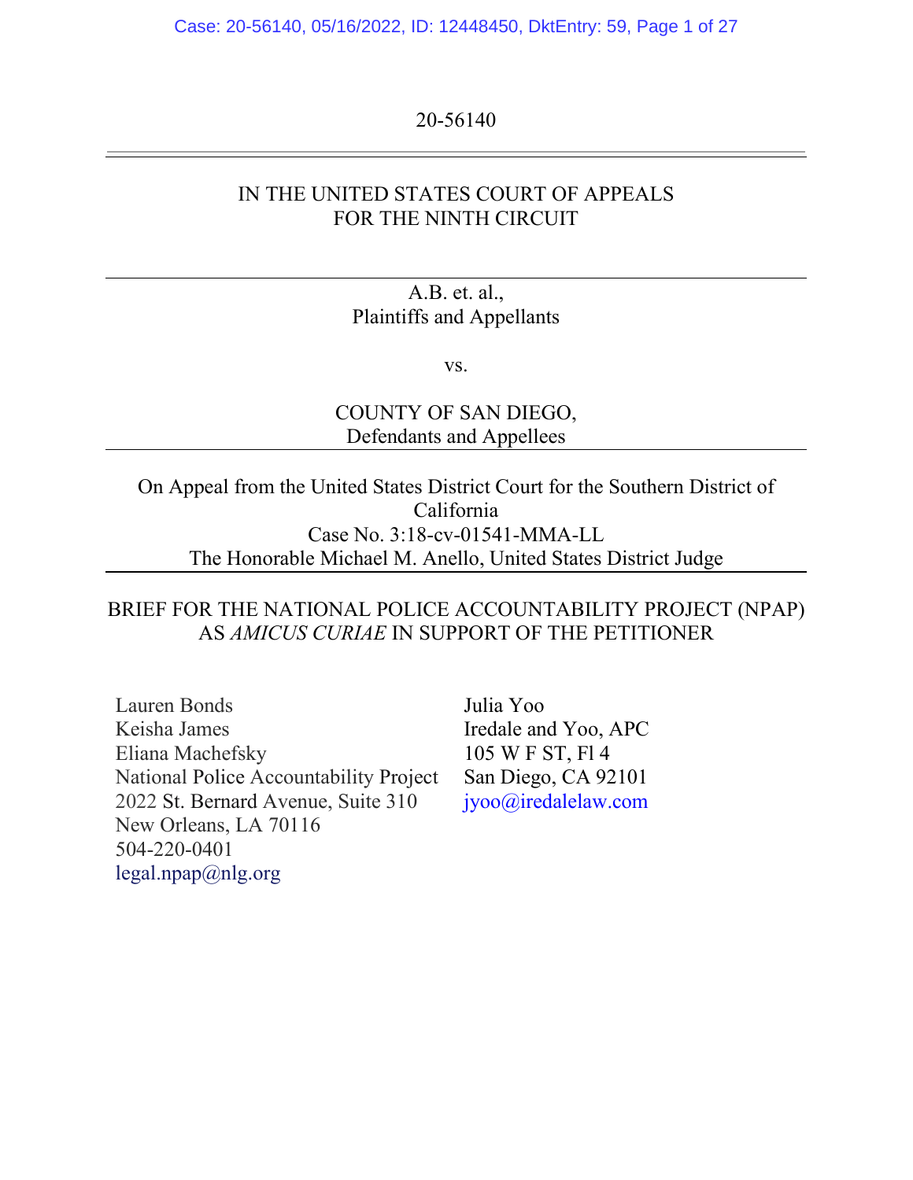20-56140

IN THE UNITED STATES COURT OF APPEALS
FOR THE NINTH CIRCUIT

---

A.B. et. al.,
Plaintiffs and Appellants

vs.

COUNTY OF SAN DIEGO,
Defendants and Appellees

---

On Appeal from the United States District Court for the Southern District of California
Case No. 3:18-cv-01541-MMA-LL
The Honorable Michael M. Anello, United States District Judge

---

BRIEF FOR THE NATIONAL POLICE ACCOUNTABILITY PROJECT (NPAP) AS *AMICUS CURIAE* IN SUPPORT OF THE PETITIONER

Lauren Bonds
Keisha James
Eliana Machefsky
National Police Accountability Project
2022 St. Bernard Avenue, Suite 310
New Orleans, LA 70116
504-220-0401
legal.npap@nlg.org

Julia Yoo
Iredale and Yoo, APC
105 W F ST, Fl 4
San Diego, CA 92101
jyoo@iredalelaw.com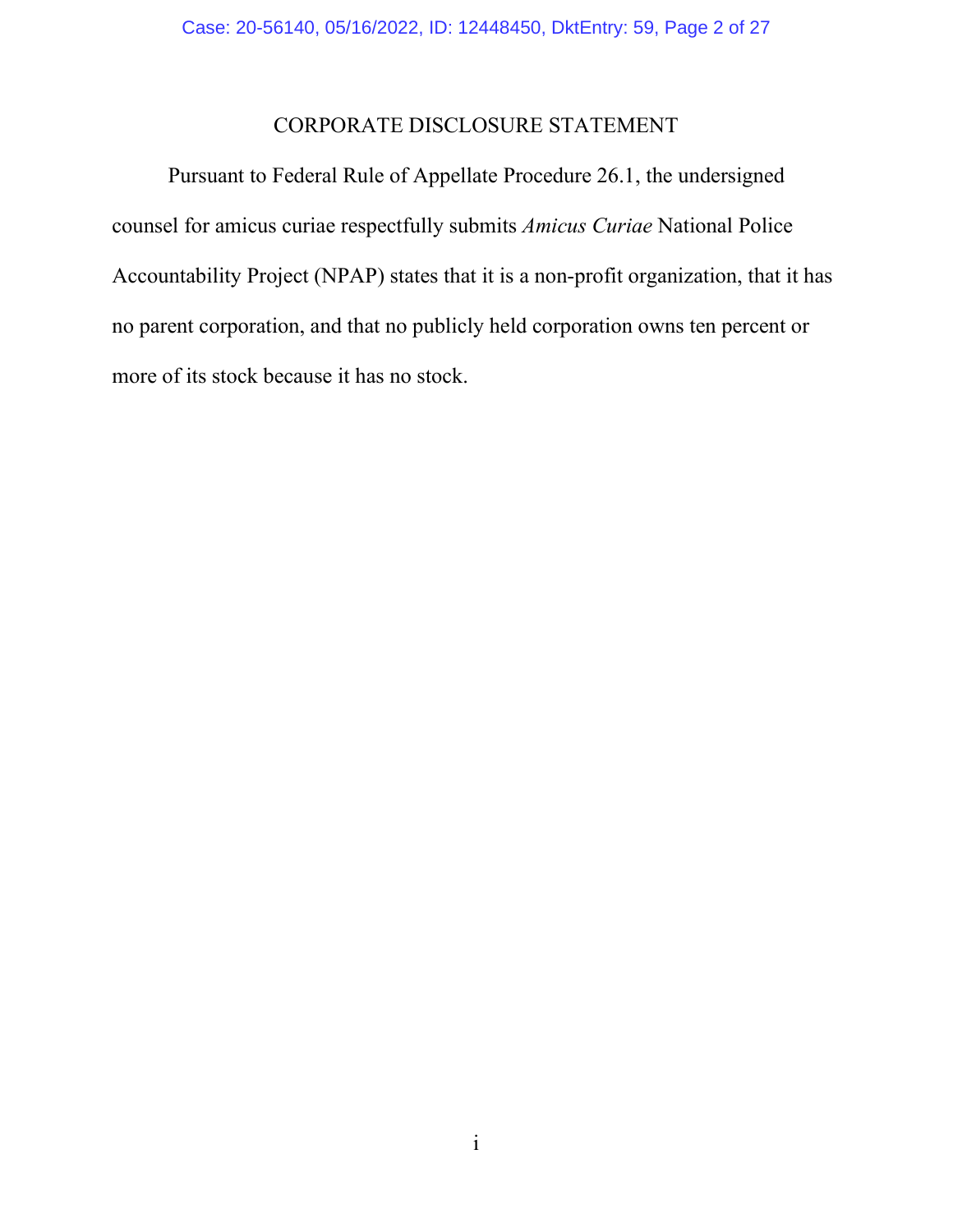# CORPORATE DISCLOSURE STATEMENT

Pursuant to Federal Rule of Appellate Procedure 26.1, the undersigned counsel for amicus curiae respectfully submits *Amicus Curiae* National Police Accountability Project (NPAP) states that it is a non-profit organization, that it has no parent corporation, and that no publicly held corporation owns ten percent or more of its stock because it has no stock.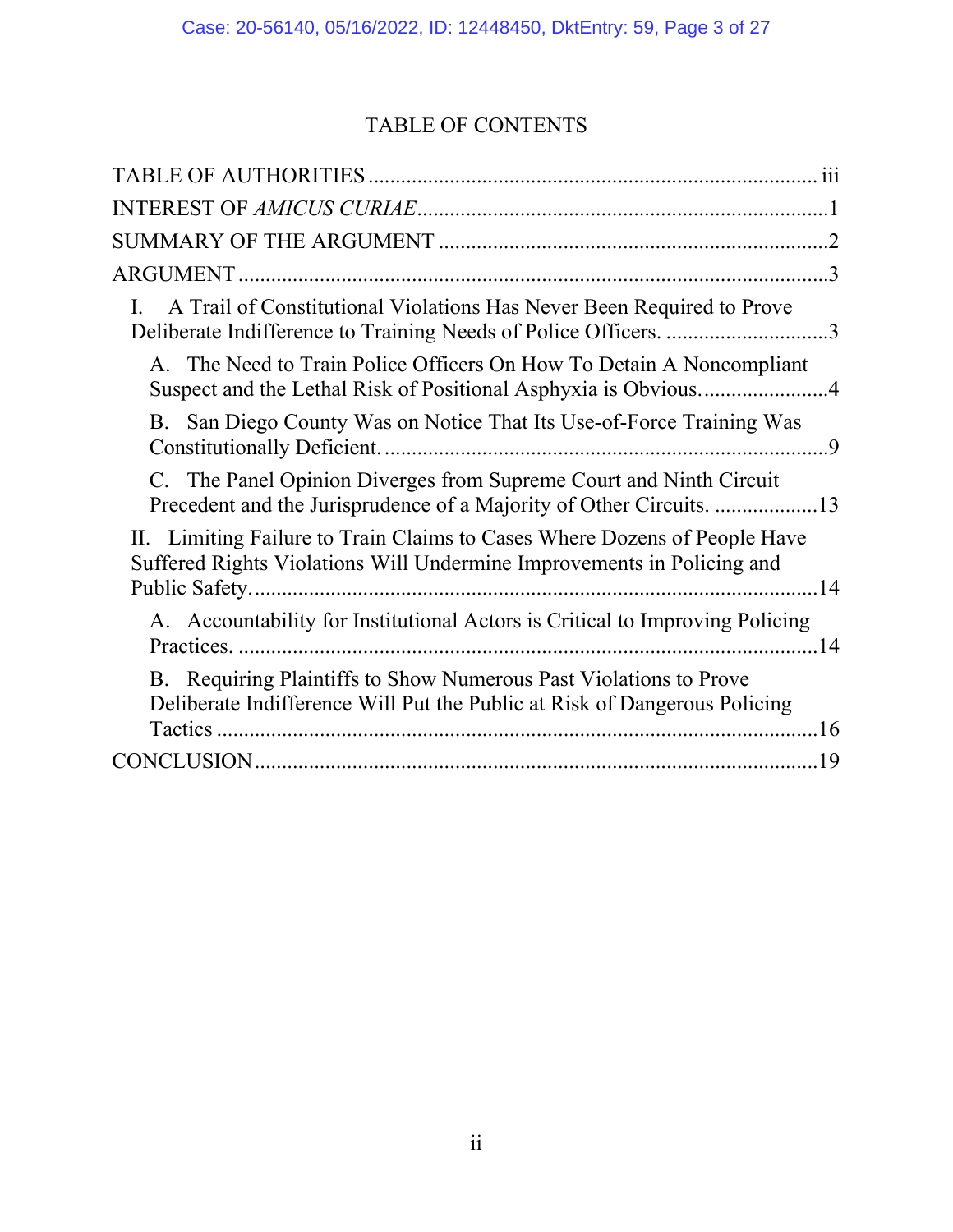# TABLE OF CONTENTS

TABLE OF AUTHORITIES .................................................................................. iii

INTEREST OF *AMICUS CURIAE*........................................................................... 1

SUMMARY OF THE ARGUMENT ...................................................................... 2

ARGUMENT ......................................................................................................... 3

I. A Trail of Constitutional Violations Has Never Been Required to Prove Deliberate Indifference to Training Needs of Police Officers. .............................. 3

A. The Need to Train Police Officers On How To Detain A Noncompliant Suspect and the Lethal Risk of Positional Asphyxia is Obvious. ....................... 4

B. San Diego County Was on Notice That Its Use-of-Force Training Was Constitutionally Deficient. ................................................................................. 9

C. The Panel Opinion Diverges from Supreme Court and Ninth Circuit Precedent and the Jurisprudence of a Majority of Other Circuits. ................... 13

II. Limiting Failure to Train Claims to Cases Where Dozens of People Have Suffered Rights Violations Will Undermine Improvements in Policing and Public Safety. ....................................................................................................... 14

A. Accountability for Institutional Actors is Critical to Improving Policing Practices. ......................................................................................................... 14

B. Requiring Plaintiffs to Show Numerous Past Violations to Prove Deliberate Indifference Will Put the Public at Risk of Dangerous Policing Tactics ............................................................................................................. 16

CONCLUSION ..................................................................................................... 19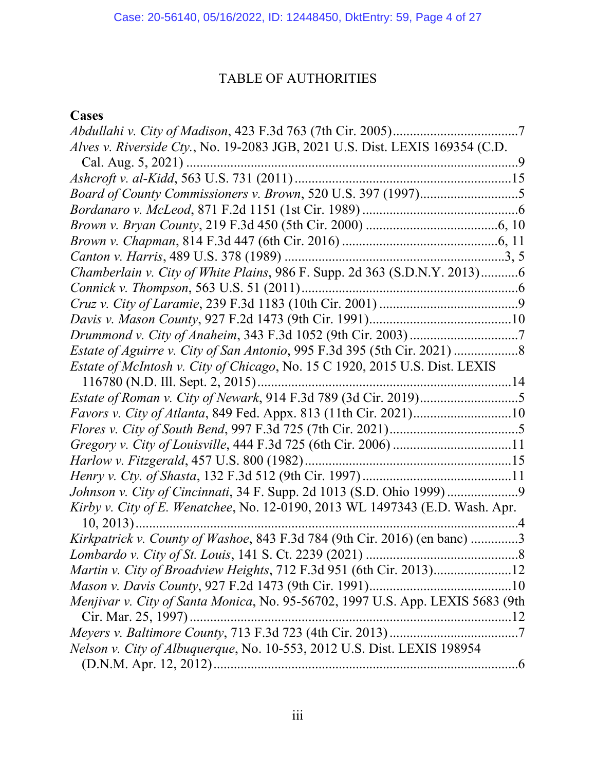# TABLE OF AUTHORITIES

## Cases

*Abdullahi v. City of Madison*, 423 F.3d 763 (7th Cir. 2005)....................................7

*Alves v. Riverside Cty.*, No. 19-2083 JGB, 2021 U.S. Dist. LEXIS 169354 (C.D. Cal. Aug. 5, 2021) ..................................................................................................9

*Ashcroft v. al-Kidd*, 563 U.S. 731 (2011) ...............................................................15

*Board of County Commissioners v. Brown*, 520 U.S. 397 (1997)............................5

*Bordanaro v. McLeod*, 871 F.2d 1151 (1st Cir. 1989) ..............................................6

*Brown v. Bryan County*, 219 F.3d 450 (5th Cir. 2000) .......................................6, 10

*Brown v. Chapman*, 814 F.3d 447 (6th Cir. 2016) ..............................................6, 11

*Canton v. Harris*, 489 U.S. 378 (1989) .................................................................3, 5

*Chamberlain v. City of White Plains*, 986 F. Supp. 2d 363 (S.D.N.Y. 2013)...........6

*Connick v. Thompson*, 563 U.S. 51 (2011)................................................................6

*Cruz v. City of Laramie*, 239 F.3d 1183 (10th Cir. 2001) .........................................9

*Davis v. Mason County*, 927 F.2d 1473 (9th Cir. 1991)..........................................10

*Drummond v. City of Anaheim*, 343 F.3d 1052 (9th Cir. 2003) ................................7

*Estate of Aguirre v. City of San Antonio*, 995 F.3d 395 (5th Cir. 2021) ..................8

*Estate of McIntosh v. City of Chicago*, No. 15 C 1920, 2015 U.S. Dist. LEXIS 116780 (N.D. Ill. Sept. 2, 2015).........................................................................14

*Estate of Roman v. City of Newark*, 914 F.3d 789 (3d Cir. 2019).............................5

*Favors v. City of Atlanta*, 849 Fed. Appx. 813 (11th Cir. 2021).............................10

*Flores v. City of South Bend*, 997 F.3d 725 (7th Cir. 2021)......................................5

*Gregory v. City of Louisville*, 444 F.3d 725 (6th Cir. 2006) ...................................11

*Harlow v. Fitzgerald*, 457 U.S. 800 (1982)............................................................15

*Henry v. Cty. of Shasta*, 132 F.3d 512 (9th Cir. 1997) ............................................11

*Johnson v. City of Cincinnati*, 34 F. Supp. 2d 1013 (S.D. Ohio 1999) .....................9

*Kirby v. City of E. Wenatchee*, No. 12-0190, 2013 WL 1497343 (E.D. Wash. Apr. 10, 2013)................................................................................................................4

*Kirkpatrick v. County of Washoe*, 843 F.3d 784 (9th Cir. 2016) (en banc) ..............3

*Lombardo v. City of St. Louis*, 141 S. Ct. 2239 (2021) .............................................8

*Martin v. City of Broadview Heights*, 712 F.3d 951 (6th Cir. 2013).......................12

*Mason v. Davis County*, 927 F.2d 1473 (9th Cir. 1991)..........................................10

*Menjivar v. City of Santa Monica*, No. 95-56702, 1997 U.S. App. LEXIS 5683 (9th Cir. Mar. 25, 1997)..............................................................................................12

*Meyers v. Baltimore County*, 713 F.3d 723 (4th Cir. 2013) ......................................7

*Nelson v. City of Albuquerque*, No. 10-553, 2012 U.S. Dist. LEXIS 198954 (D.N.M. Apr. 12, 2012)........................................................................................6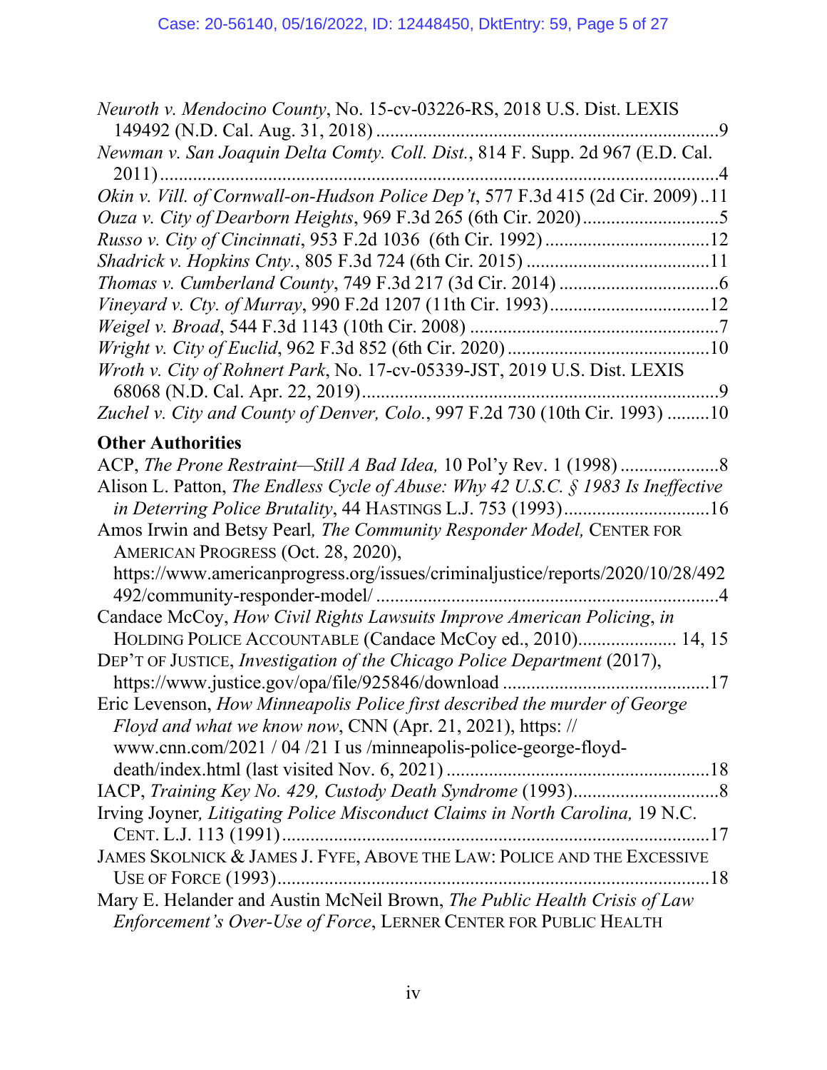*Neuroth v. Mendocino County*, No. 15-cv-03226-RS, 2018 U.S. Dist. LEXIS 149492 (N.D. Cal. Aug. 31, 2018) .........................................................................9

*Newman v. San Joaquin Delta Comty. Coll. Dist.*, 814 F. Supp. 2d 967 (E.D. Cal. 2011) ..........................................................................................................4

*Okin v. Vill. of Cornwall-on-Hudson Police Dep't*, 577 F.3d 415 (2d Cir. 2009) ..11

*Ouza v. City of Dearborn Heights*, 969 F.3d 265 (6th Cir. 2020) ............................5

*Russo v. City of Cincinnati*, 953 F.2d 1036 (6th Cir. 1992) ..................................12

*Shadrick v. Hopkins Cnty.*, 805 F.3d 724 (6th Cir. 2015) .......................................11

*Thomas v. Cumberland County*, 749 F.3d 217 (3d Cir. 2014) ..................................6

*Vineyard v. Cty. of Murray*, 990 F.2d 1207 (11th Cir. 1993)..................................12

*Weigel v. Broad*, 544 F.3d 1143 (10th Cir. 2008) .....................................................7

*Wright v. City of Euclid*, 962 F.3d 852 (6th Cir. 2020) ...........................................10

*Wroth v. City of Rohnert Park*, No. 17-cv-05339-JST, 2019 U.S. Dist. LEXIS 68068 (N.D. Cal. Apr. 22, 2019)...........................................................................9

*Zuchel v. City and County of Denver, Colo.*, 997 F.2d 730 (10th Cir. 1993) .........10

**Other Authorities**

ACP, *The Prone Restraint—Still A Bad Idea,* 10 Pol'y Rev. 1 (1998) .....................8

Alison L. Patton, *The Endless Cycle of Abuse: Why 42 U.S.C. § 1983 Is Ineffective in Deterring Police Brutality*, 44 HASTINGS L.J. 753 (1993)...............................16

Amos Irwin and Betsy Pearl*, The Community Responder Model,* CENTER FOR AMERICAN PROGRESS (Oct. 28, 2020), https://www.americanprogress.org/issues/criminaljustice/reports/2020/10/28/492492/community-responder-model/ .........................................................................4

Candace McCoy, *How Civil Rights Lawsuits Improve American Policing*, *in* HOLDING POLICE ACCOUNTABLE (Candace McCoy ed., 2010)..................... 14, 15

DEP'T OF JUSTICE, *Investigation of the Chicago Police Department* (2017), https://www.justice.gov/opa/file/925846/download ............................................17

Eric Levenson, *How Minneapolis Police first described the murder of George Floyd and what we know now*, CNN (Apr. 21, 2021), https: // www.cnn.com/2021 / 04 /21 I us /minneapolis-police-george-floyd-death/index.html (last visited Nov. 6, 2021) ........................................................18

IACP, *Training Key No. 429, Custody Death Syndrome* (1993)...............................8

Irving Joyner*, Litigating Police Misconduct Claims in North Carolina,* 19 N.C. CENT. L.J. 113 (1991)...........................................................................................17

JAMES SKOLNICK & JAMES J. FYFE, ABOVE THE LAW: POLICE AND THE EXCESSIVE USE OF FORCE (1993)...........................................................................................18

Mary E. Helander and Austin McNeil Brown, *The Public Health Crisis of Law Enforcement's Over-Use of Force*, LERNER CENTER FOR PUBLIC HEALTH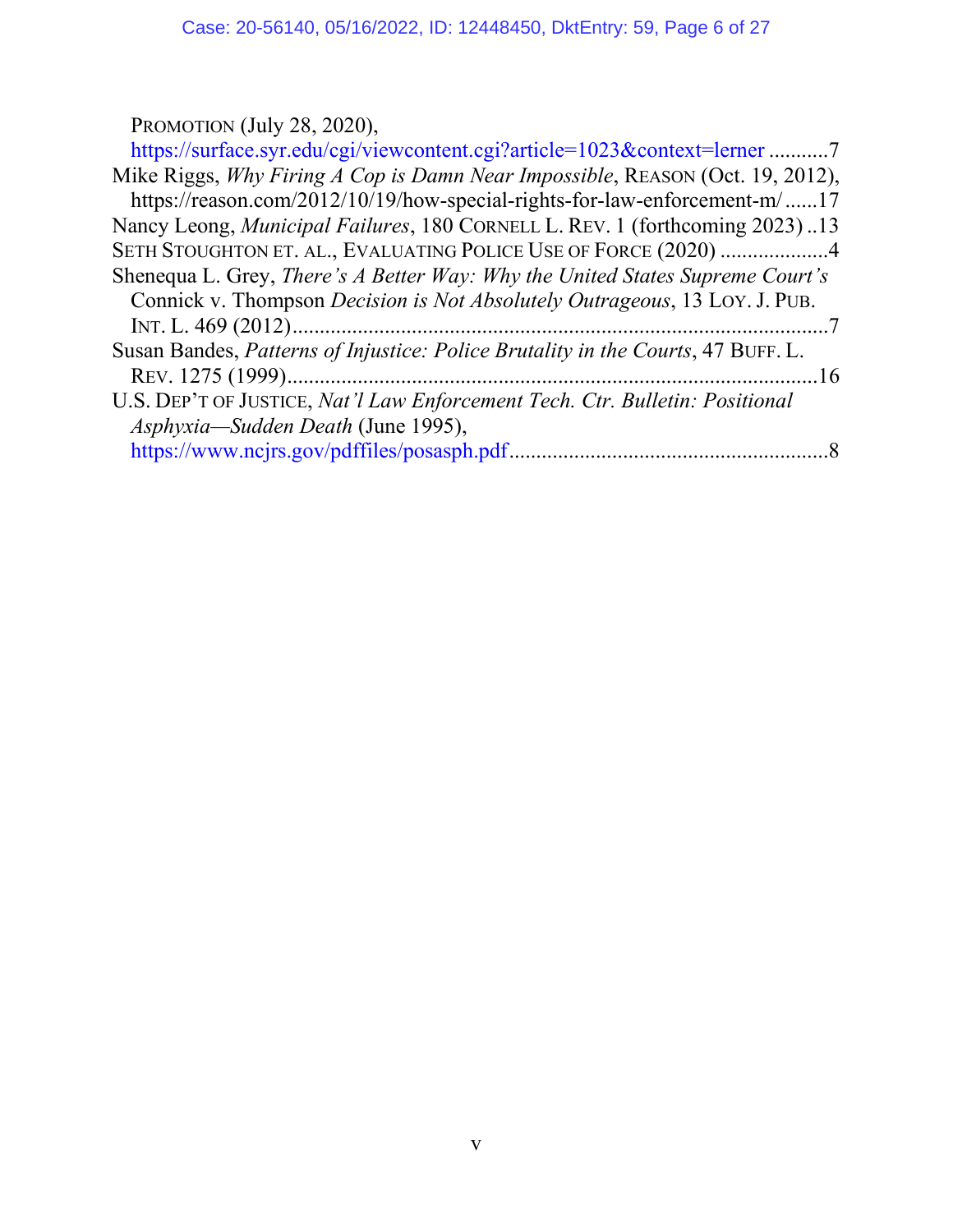PROMOTION (July 28, 2020), https://surface.syr.edu/cgi/viewcontent.cgi?article=1023&context=lerner ...........7

Mike Riggs, *Why Firing A Cop is Damn Near Impossible*, REASON (Oct. 19, 2012), https://reason.com/2012/10/19/how-special-rights-for-law-enforcement-m/ ......17

Nancy Leong, *Municipal Failures*, 180 CORNELL L. REV. 1 (forthcoming 2023) ..13

SETH STOUGHTON ET. AL., EVALUATING POLICE USE OF FORCE (2020) ....................4

Shenequa L. Grey, *There's A Better Way: Why the United States Supreme Court's* Connick v. Thompson *Decision is Not Absolutely Outrageous*, 13 LOY. J. PUB. INT. L. 469 (2012)....................................................................................................7

Susan Bandes, *Patterns of Injustice: Police Brutality in the Courts*, 47 BUFF. L. REV. 1275 (1999)..................................................................................................16

U.S. DEP'T OF JUSTICE, *Nat'l Law Enforcement Tech. Ctr. Bulletin: Positional Asphyxia—Sudden Death* (June 1995), https://www.ncjrs.gov/pdffiles/posasph.pdf...........................................................8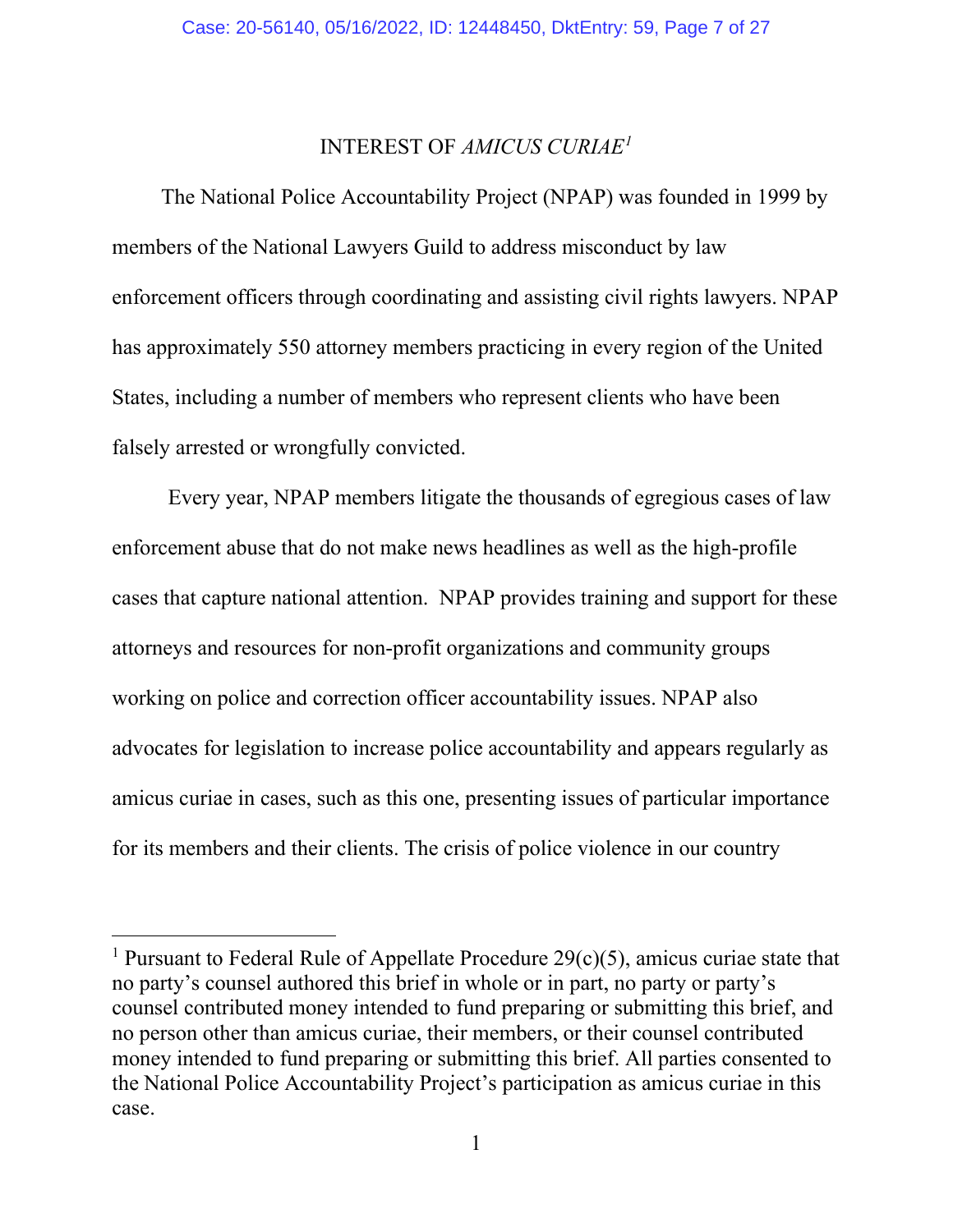## INTEREST OF *AMICUS CURIAE*[1]

The National Police Accountability Project (NPAP) was founded in 1999 by members of the National Lawyers Guild to address misconduct by law enforcement officers through coordinating and assisting civil rights lawyers. NPAP has approximately 550 attorney members practicing in every region of the United States, including a number of members who represent clients who have been falsely arrested or wrongfully convicted.

Every year, NPAP members litigate the thousands of egregious cases of law enforcement abuse that do not make news headlines as well as the high-profile cases that capture national attention. NPAP provides training and support for these attorneys and resources for non-profit organizations and community groups working on police and correction officer accountability issues. NPAP also advocates for legislation to increase police accountability and appears regularly as amicus curiae in cases, such as this one, presenting issues of particular importance for its members and their clients. The crisis of police violence in our country

---

[1] Pursuant to Federal Rule of Appellate Procedure 29(c)(5), amicus curiae state that no party's counsel authored this brief in whole or in part, no party or party's counsel contributed money intended to fund preparing or submitting this brief, and no person other than amicus curiae, their members, or their counsel contributed money intended to fund preparing or submitting this brief. All parties consented to the National Police Accountability Project's participation as amicus curiae in this case.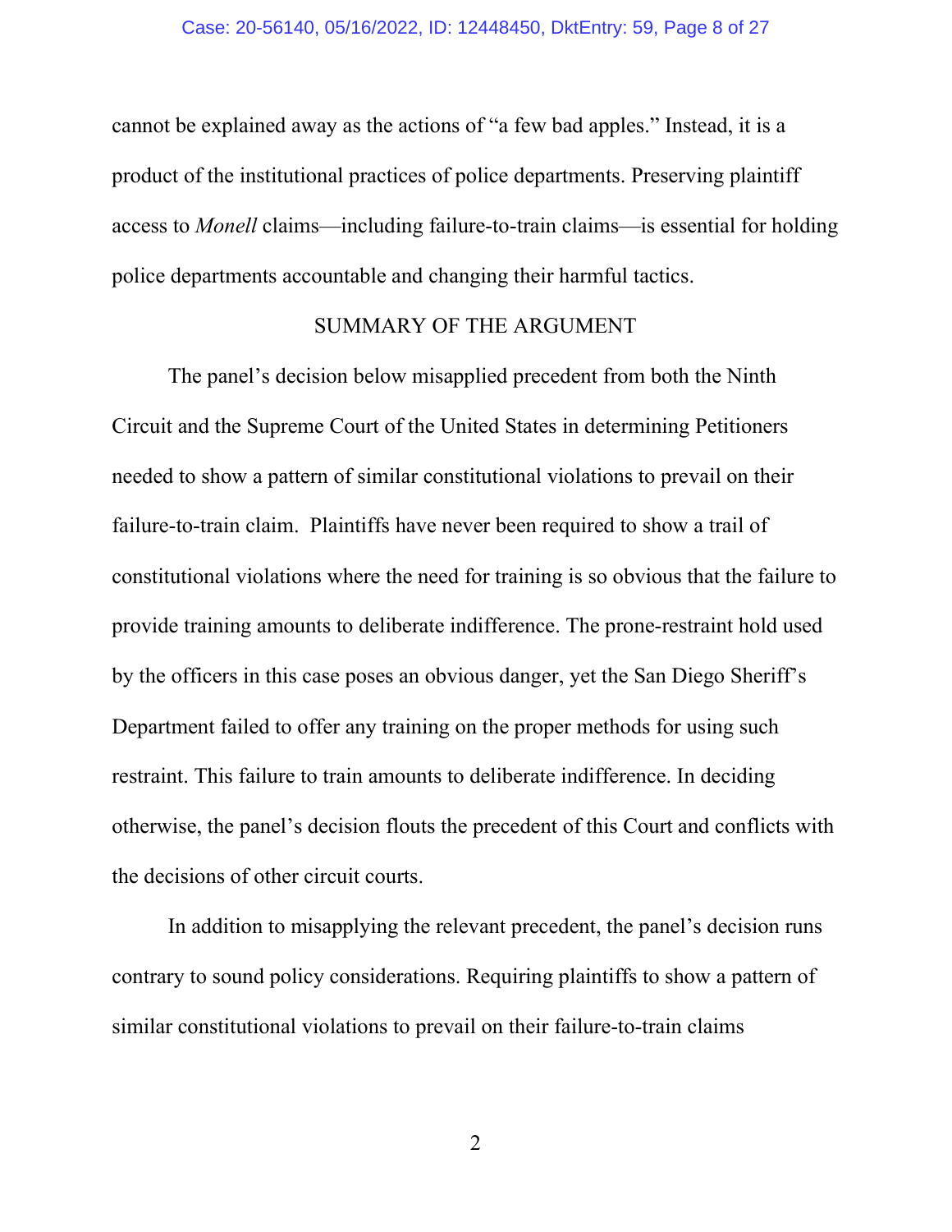cannot be explained away as the actions of "a few bad apples." Instead, it is a product of the institutional practices of police departments. Preserving plaintiff access to *Monell* claims—including failure-to-train claims—is essential for holding police departments accountable and changing their harmful tactics.

## SUMMARY OF THE ARGUMENT

The panel's decision below misapplied precedent from both the Ninth Circuit and the Supreme Court of the United States in determining Petitioners needed to show a pattern of similar constitutional violations to prevail on their failure-to-train claim. Plaintiffs have never been required to show a trail of constitutional violations where the need for training is so obvious that the failure to provide training amounts to deliberate indifference. The prone-restraint hold used by the officers in this case poses an obvious danger, yet the San Diego Sheriff's Department failed to offer any training on the proper methods for using such restraint. This failure to train amounts to deliberate indifference. In deciding otherwise, the panel's decision flouts the precedent of this Court and conflicts with the decisions of other circuit courts.

In addition to misapplying the relevant precedent, the panel's decision runs contrary to sound policy considerations. Requiring plaintiffs to show a pattern of similar constitutional violations to prevail on their failure-to-train claims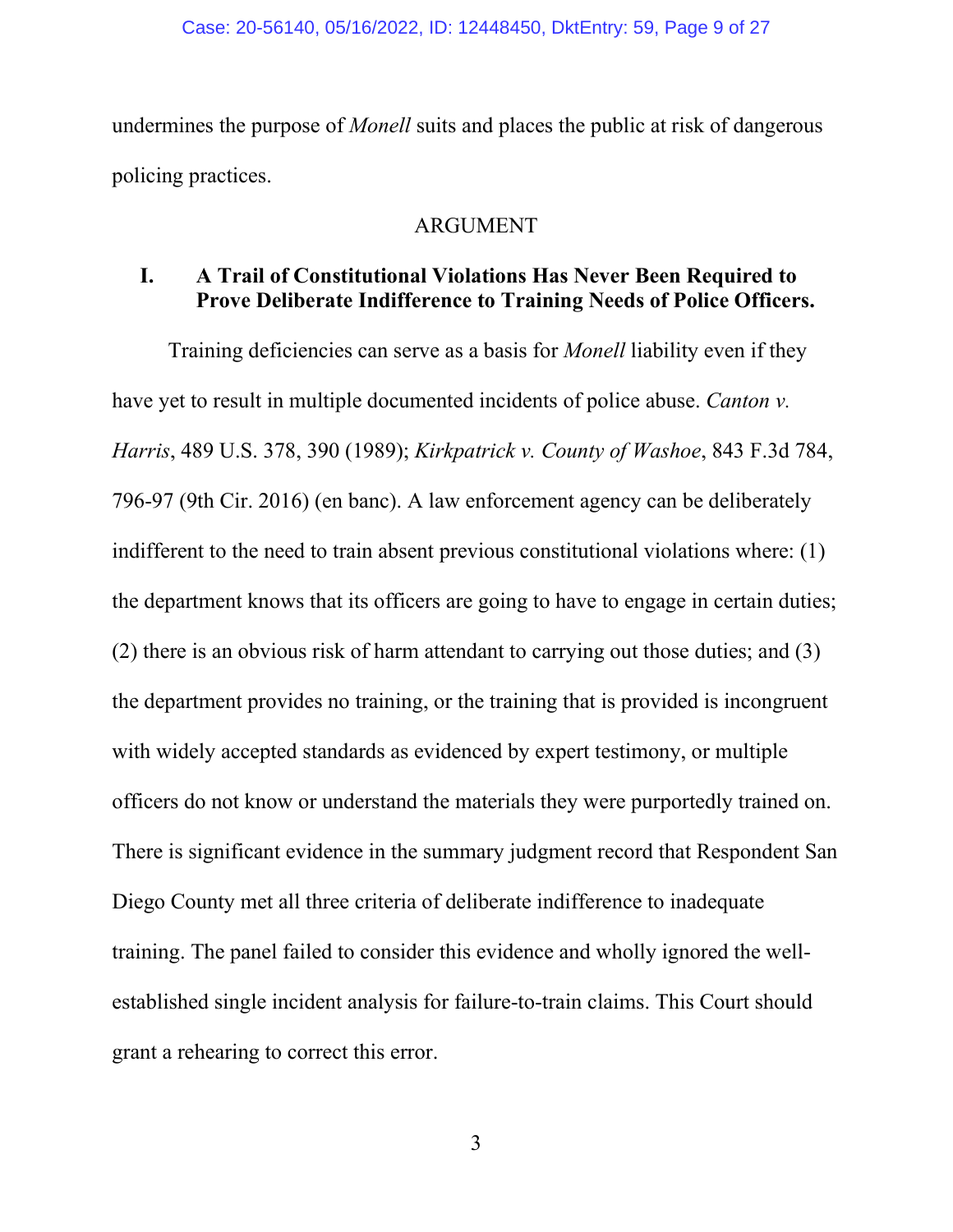undermines the purpose of *Monell* suits and places the public at risk of dangerous policing practices.

## ARGUMENT

### I. A Trail of Constitutional Violations Has Never Been Required to Prove Deliberate Indifference to Training Needs of Police Officers.

Training deficiencies can serve as a basis for *Monell* liability even if they have yet to result in multiple documented incidents of police abuse. *Canton v. Harris*, 489 U.S. 378, 390 (1989); *Kirkpatrick v. County of Washoe*, 843 F.3d 784, 796-97 (9th Cir. 2016) (en banc). A law enforcement agency can be deliberately indifferent to the need to train absent previous constitutional violations where: (1) the department knows that its officers are going to have to engage in certain duties; (2) there is an obvious risk of harm attendant to carrying out those duties; and (3) the department provides no training, or the training that is provided is incongruent with widely accepted standards as evidenced by expert testimony, or multiple officers do not know or understand the materials they were purportedly trained on. There is significant evidence in the summary judgment record that Respondent San Diego County met all three criteria of deliberate indifference to inadequate training. The panel failed to consider this evidence and wholly ignored the well-established single incident analysis for failure-to-train claims. This Court should grant a rehearing to correct this error.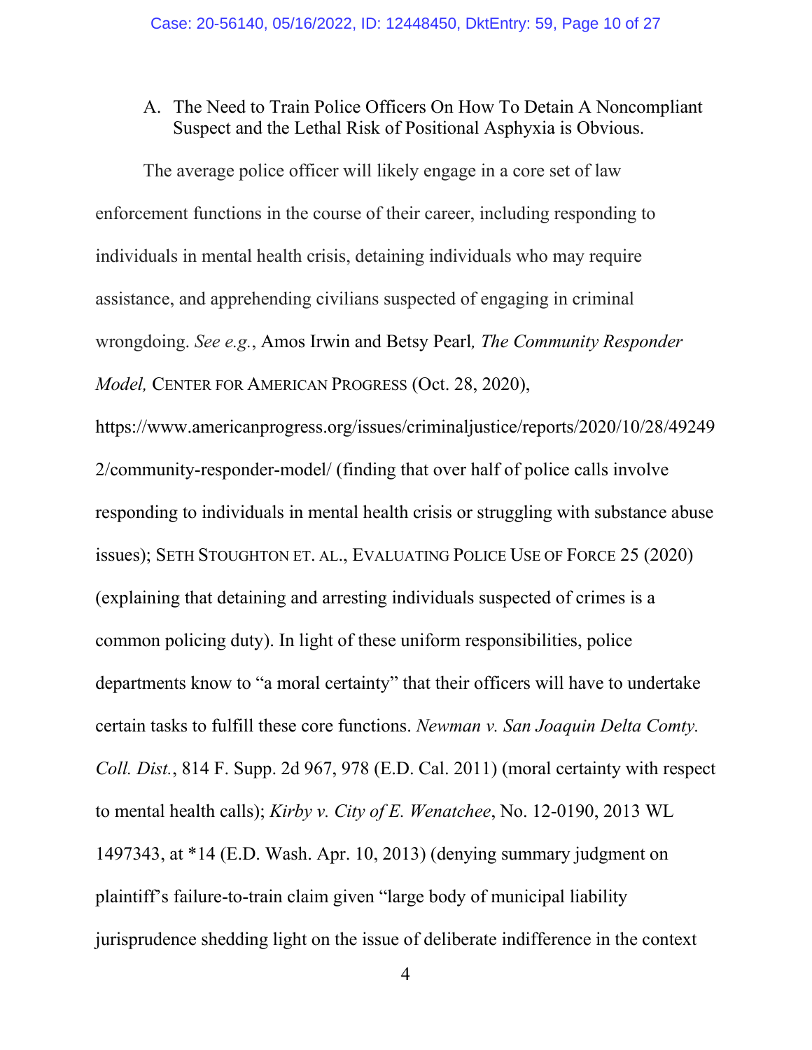A. The Need to Train Police Officers On How To Detain A Noncompliant Suspect and the Lethal Risk of Positional Asphyxia is Obvious.

The average police officer will likely engage in a core set of law enforcement functions in the course of their career, including responding to individuals in mental health crisis, detaining individuals who may require assistance, and apprehending civilians suspected of engaging in criminal wrongdoing. *See e.g.*, Amos Irwin and Betsy Pearl*, The Community Responder Model,* CENTER FOR AMERICAN PROGRESS (Oct. 28, 2020), https://www.americanprogress.org/issues/criminaljustice/reports/2020/10/28/492492/community-responder-model/ (finding that over half of police calls involve responding to individuals in mental health crisis or struggling with substance abuse issues); SETH STOUGHTON ET. AL., EVALUATING POLICE USE OF FORCE 25 (2020) (explaining that detaining and arresting individuals suspected of crimes is a common policing duty). In light of these uniform responsibilities, police departments know to "a moral certainty" that their officers will have to undertake certain tasks to fulfill these core functions. *Newman v. San Joaquin Delta Comty. Coll. Dist.*, 814 F. Supp. 2d 967, 978 (E.D. Cal. 2011) (moral certainty with respect to mental health calls); *Kirby v. City of E. Wenatchee*, No. 12-0190, 2013 WL 1497343, at *14 (E.D. Wash. Apr. 10, 2013) (denying summary judgment on plaintiff's failure-to-train claim given "large body of municipal liability jurisprudence shedding light on the issue of deliberate indifference in the context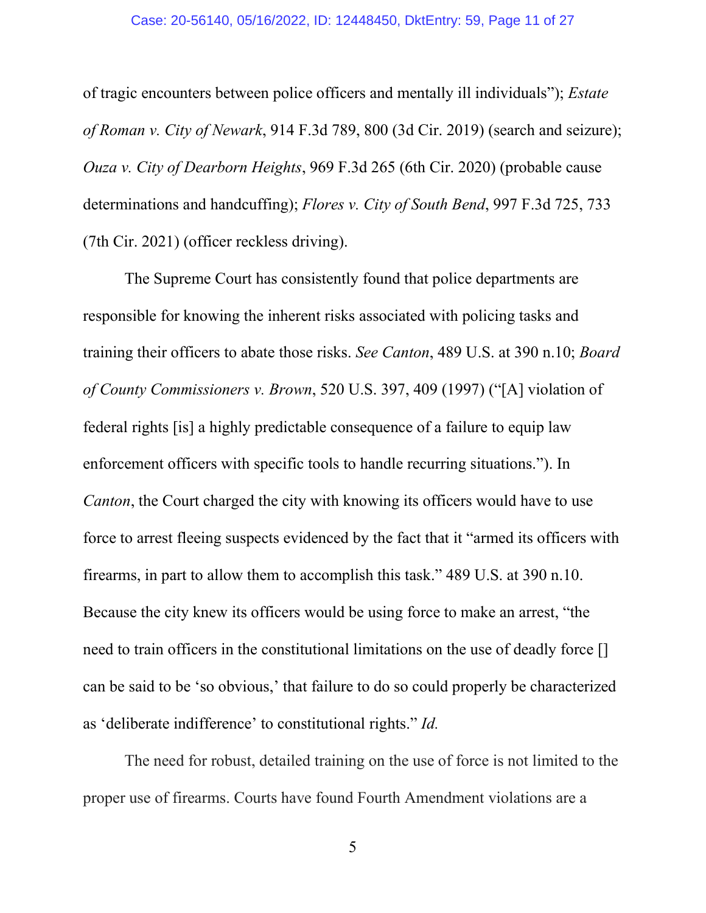of tragic encounters between police officers and mentally ill individuals"); *Estate of Roman v. City of Newark*, 914 F.3d 789, 800 (3d Cir. 2019) (search and seizure); *Ouza v. City of Dearborn Heights*, 969 F.3d 265 (6th Cir. 2020) (probable cause determinations and handcuffing); *Flores v. City of South Bend*, 997 F.3d 725, 733 (7th Cir. 2021) (officer reckless driving).

The Supreme Court has consistently found that police departments are responsible for knowing the inherent risks associated with policing tasks and training their officers to abate those risks. *See Canton*, 489 U.S. at 390 n.10; *Board of County Commissioners v. Brown*, 520 U.S. 397, 409 (1997) ("[A] violation of federal rights [is] a highly predictable consequence of a failure to equip law enforcement officers with specific tools to handle recurring situations."). In *Canton*, the Court charged the city with knowing its officers would have to use force to arrest fleeing suspects evidenced by the fact that it "armed its officers with firearms, in part to allow them to accomplish this task." 489 U.S. at 390 n.10. Because the city knew its officers would be using force to make an arrest, "the need to train officers in the constitutional limitations on the use of deadly force [] can be said to be 'so obvious,' that failure to do so could properly be characterized as 'deliberate indifference' to constitutional rights." *Id.*

The need for robust, detailed training on the use of force is not limited to the proper use of firearms. Courts have found Fourth Amendment violations are a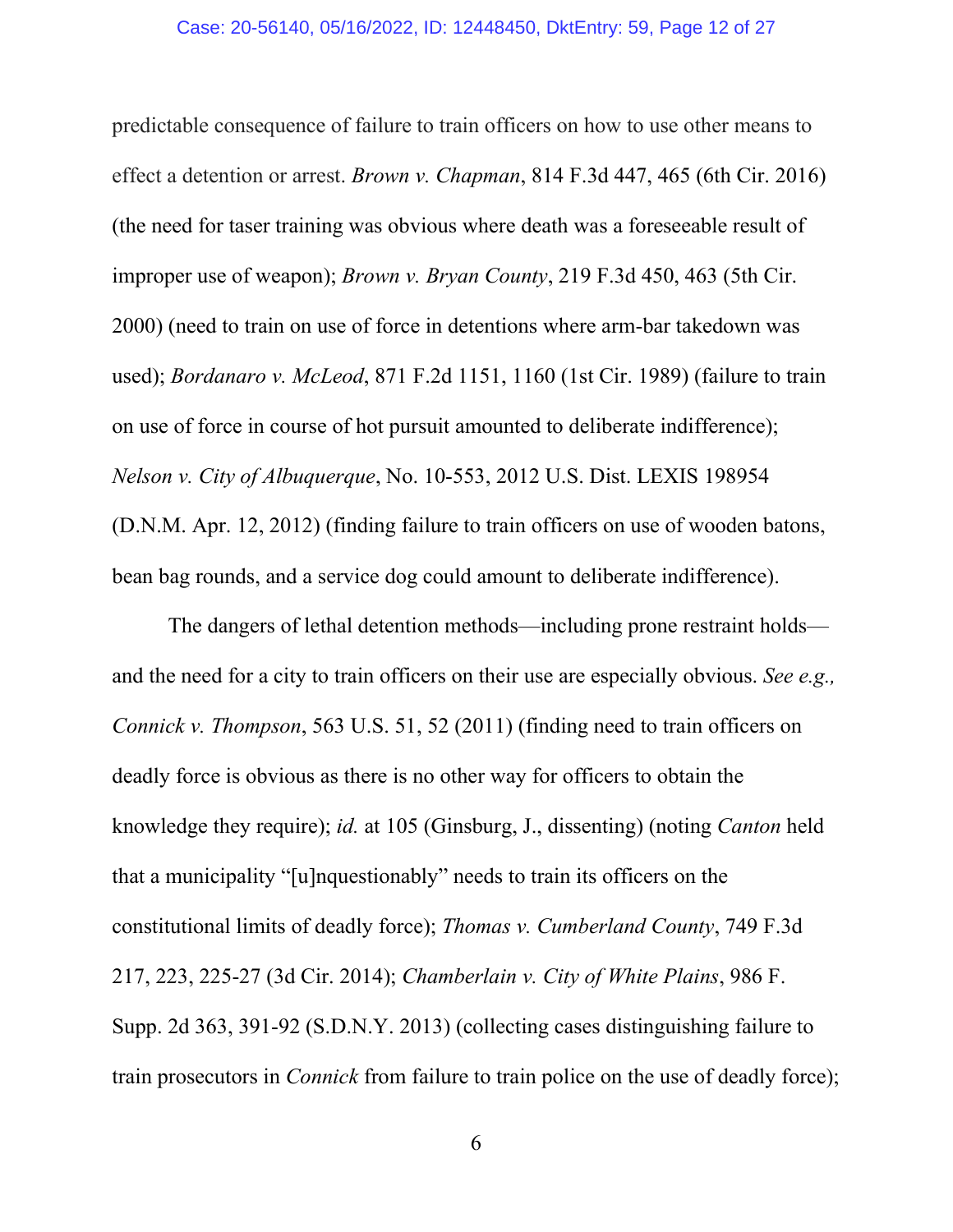predictable consequence of failure to train officers on how to use other means to effect a detention or arrest. *Brown v. Chapman*, 814 F.3d 447, 465 (6th Cir. 2016) (the need for taser training was obvious where death was a foreseeable result of improper use of weapon); *Brown v. Bryan County*, 219 F.3d 450, 463 (5th Cir. 2000) (need to train on use of force in detentions where arm-bar takedown was used); *Bordanaro v. McLeod*, 871 F.2d 1151, 1160 (1st Cir. 1989) (failure to train on use of force in course of hot pursuit amounted to deliberate indifference); *Nelson v. City of Albuquerque*, No. 10-553, 2012 U.S. Dist. LEXIS 198954 (D.N.M. Apr. 12, 2012) (finding failure to train officers on use of wooden batons, bean bag rounds, and a service dog could amount to deliberate indifference).

The dangers of lethal detention methods—including prone restraint holds—and the need for a city to train officers on their use are especially obvious. *See e.g., Connick v. Thompson*, 563 U.S. 51, 52 (2011) (finding need to train officers on deadly force is obvious as there is no other way for officers to obtain the knowledge they require); *id.* at 105 (Ginsburg, J., dissenting) (noting *Canton* held that a municipality "[u]nquestionably" needs to train its officers on the constitutional limits of deadly force); *Thomas v. Cumberland County*, 749 F.3d 217, 223, 225-27 (3d Cir. 2014); *Chamberlain v. City of White Plains*, 986 F. Supp. 2d 363, 391-92 (S.D.N.Y. 2013) (collecting cases distinguishing failure to train prosecutors in *Connick* from failure to train police on the use of deadly force);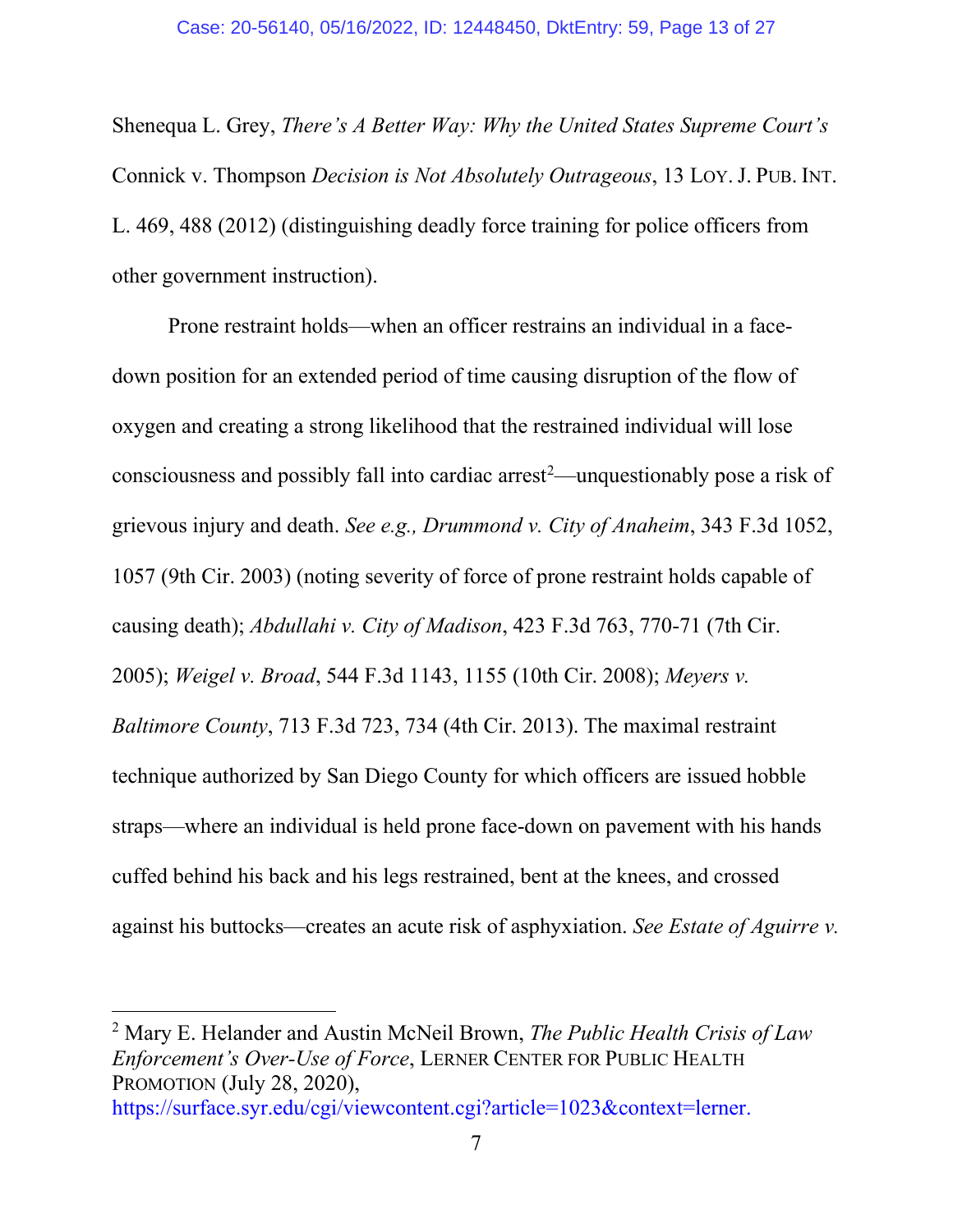Shenequa L. Grey, *There's A Better Way: Why the United States Supreme Court's* Connick v. Thompson *Decision is Not Absolutely Outrageous*, 13 LOY. J. PUB. INT. L. 469, 488 (2012) (distinguishing deadly force training for police officers from other government instruction).

Prone restraint holds—when an officer restrains an individual in a face-down position for an extended period of time causing disruption of the flow of oxygen and creating a strong likelihood that the restrained individual will lose consciousness and possibly fall into cardiac arrest[2]—unquestionably pose a risk of grievous injury and death. *See e.g., Drummond v. City of Anaheim*, 343 F.3d 1052, 1057 (9th Cir. 2003) (noting severity of force of prone restraint holds capable of causing death); *Abdullahi v. City of Madison*, 423 F.3d 763, 770-71 (7th Cir. 2005); *Weigel v. Broad*, 544 F.3d 1143, 1155 (10th Cir. 2008); *Meyers v. Baltimore County*, 713 F.3d 723, 734 (4th Cir. 2013). The maximal restraint technique authorized by San Diego County for which officers are issued hobble straps—where an individual is held prone face-down on pavement with his hands cuffed behind his back and his legs restrained, bent at the knees, and crossed against his buttocks—creates an acute risk of asphyxiation. *See Estate of Aguirre v.*

[2] Mary E. Helander and Austin McNeil Brown, *The Public Health Crisis of Law Enforcement's Over-Use of Force*, LERNER CENTER FOR PUBLIC HEALTH PROMOTION (July 28, 2020), https://surface.syr.edu/cgi/viewcontent.cgi?article=1023&context=lerner.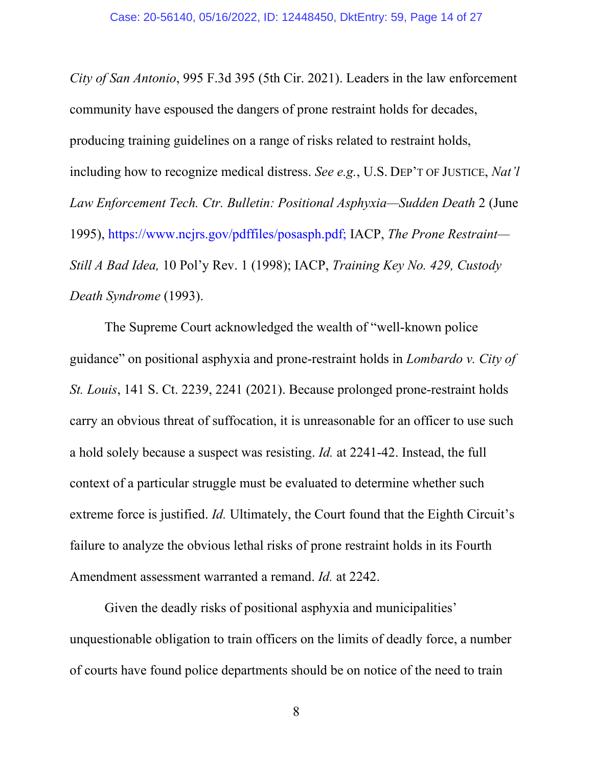*City of San Antonio*, 995 F.3d 395 (5th Cir. 2021). Leaders in the law enforcement community have espoused the dangers of prone restraint holds for decades, producing training guidelines on a range of risks related to restraint holds, including how to recognize medical distress. *See e.g.*, U.S. DEP'T OF JUSTICE, *Nat'l Law Enforcement Tech. Ctr. Bulletin: Positional Asphyxia—Sudden Death* 2 (June 1995), https://www.ncjrs.gov/pdffiles/posasph.pdf; IACP, *The Prone Restraint—Still A Bad Idea,* 10 Pol'y Rev. 1 (1998); IACP, *Training Key No. 429, Custody Death Syndrome* (1993).

The Supreme Court acknowledged the wealth of "well-known police guidance" on positional asphyxia and prone-restraint holds in *Lombardo v. City of St. Louis*, 141 S. Ct. 2239, 2241 (2021). Because prolonged prone-restraint holds carry an obvious threat of suffocation, it is unreasonable for an officer to use such a hold solely because a suspect was resisting. *Id.* at 2241-42. Instead, the full context of a particular struggle must be evaluated to determine whether such extreme force is justified. *Id.* Ultimately, the Court found that the Eighth Circuit's failure to analyze the obvious lethal risks of prone restraint holds in its Fourth Amendment assessment warranted a remand. *Id.* at 2242.

Given the deadly risks of positional asphyxia and municipalities' unquestionable obligation to train officers on the limits of deadly force, a number of courts have found police departments should be on notice of the need to train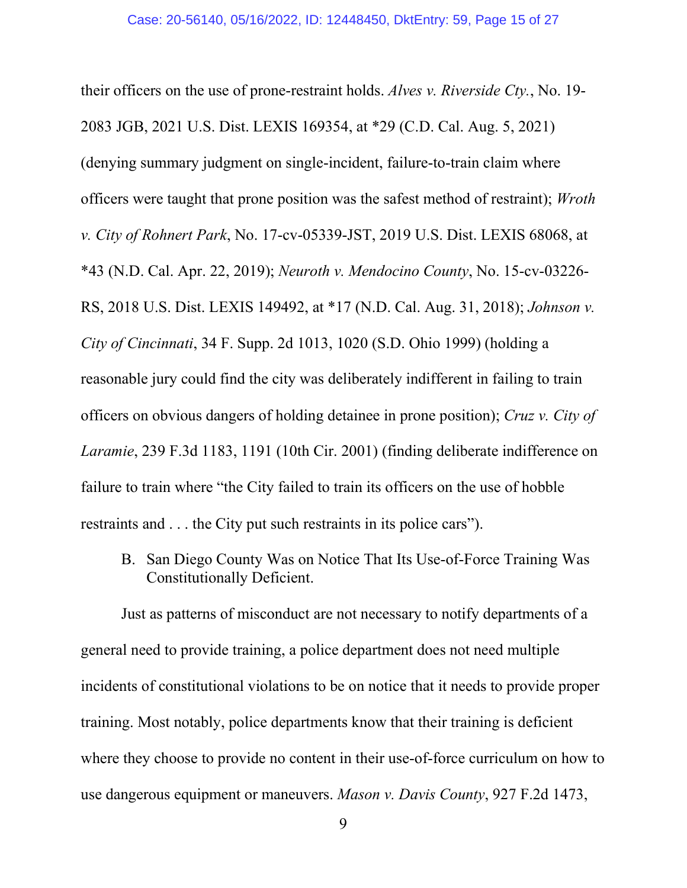their officers on the use of prone-restraint holds. *Alves v. Riverside Cty.*, No. 19-2083 JGB, 2021 U.S. Dist. LEXIS 169354, at *29 (C.D. Cal. Aug. 5, 2021) (denying summary judgment on single-incident, failure-to-train claim where officers were taught that prone position was the safest method of restraint); *Wroth v. City of Rohnert Park*, No. 17-cv-05339-JST, 2019 U.S. Dist. LEXIS 68068, at *43 (N.D. Cal. Apr. 22, 2019); *Neuroth v. Mendocino County*, No. 15-cv-03226-RS, 2018 U.S. Dist. LEXIS 149492, at *17 (N.D. Cal. Aug. 31, 2018); *Johnson v. City of Cincinnati*, 34 F. Supp. 2d 1013, 1020 (S.D. Ohio 1999) (holding a reasonable jury could find the city was deliberately indifferent in failing to train officers on obvious dangers of holding detainee in prone position); *Cruz v. City of Laramie*, 239 F.3d 1183, 1191 (10th Cir. 2001) (finding deliberate indifference on failure to train where "the City failed to train its officers on the use of hobble restraints and . . . the City put such restraints in its police cars").

### B. San Diego County Was on Notice That Its Use-of-Force Training Was Constitutionally Deficient.

Just as patterns of misconduct are not necessary to notify departments of a general need to provide training, a police department does not need multiple incidents of constitutional violations to be on notice that it needs to provide proper training. Most notably, police departments know that their training is deficient where they choose to provide no content in their use-of-force curriculum on how to use dangerous equipment or maneuvers. *Mason v. Davis County*, 927 F.2d 1473,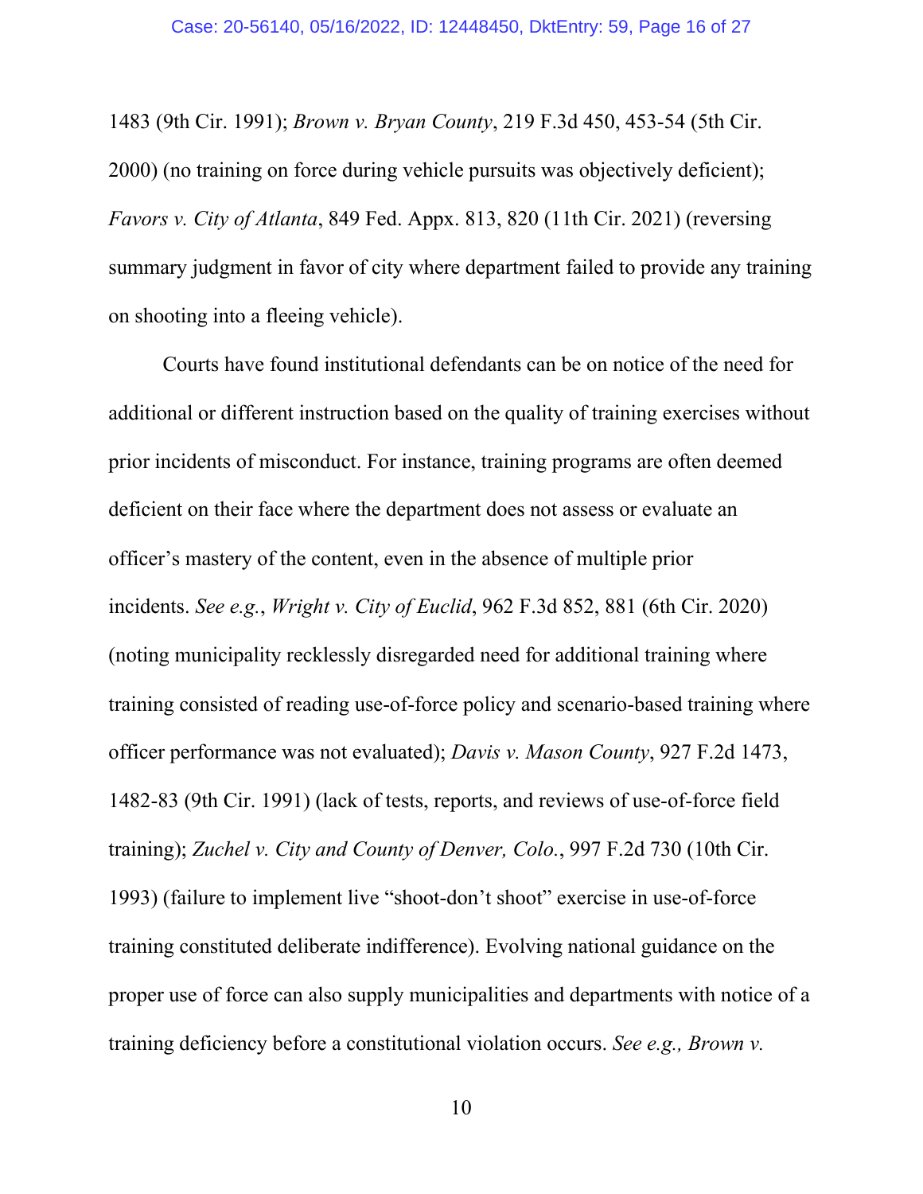1483 (9th Cir. 1991); *Brown v. Bryan County*, 219 F.3d 450, 453-54 (5th Cir. 2000) (no training on force during vehicle pursuits was objectively deficient); *Favors v. City of Atlanta*, 849 Fed. Appx. 813, 820 (11th Cir. 2021) (reversing summary judgment in favor of city where department failed to provide any training on shooting into a fleeing vehicle).

Courts have found institutional defendants can be on notice of the need for additional or different instruction based on the quality of training exercises without prior incidents of misconduct. For instance, training programs are often deemed deficient on their face where the department does not assess or evaluate an officer's mastery of the content, even in the absence of multiple prior incidents. *See e.g.*, *Wright v. City of Euclid*, 962 F.3d 852, 881 (6th Cir. 2020) (noting municipality recklessly disregarded need for additional training where training consisted of reading use-of-force policy and scenario-based training where officer performance was not evaluated); *Davis v. Mason County*, 927 F.2d 1473, 1482-83 (9th Cir. 1991) (lack of tests, reports, and reviews of use-of-force field training); *Zuchel v. City and County of Denver, Colo.*, 997 F.2d 730 (10th Cir. 1993) (failure to implement live "shoot-don't shoot" exercise in use-of-force training constituted deliberate indifference). Evolving national guidance on the proper use of force can also supply municipalities and departments with notice of a training deficiency before a constitutional violation occurs. *See e.g., Brown v.*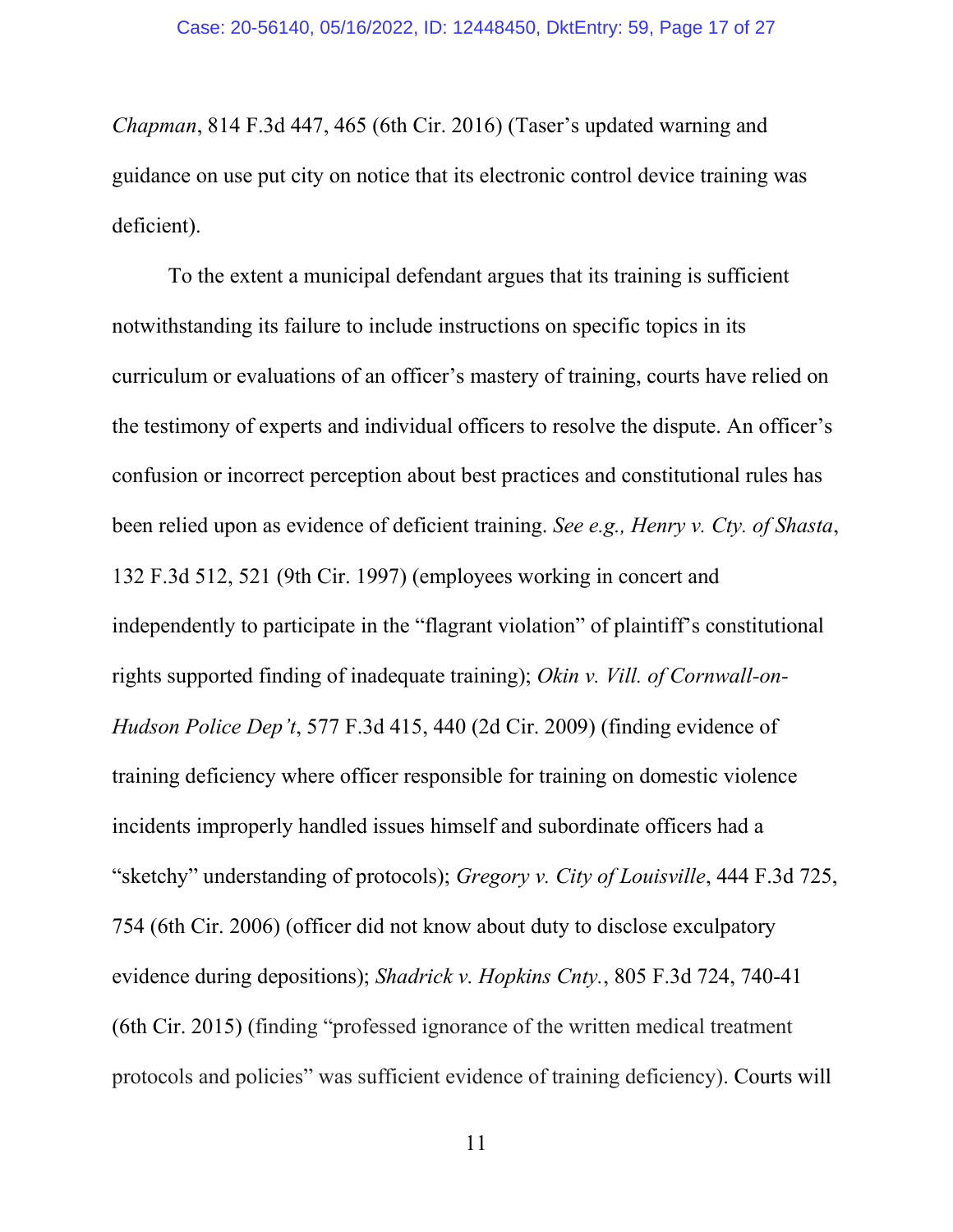*Chapman*, 814 F.3d 447, 465 (6th Cir. 2016) (Taser's updated warning and guidance on use put city on notice that its electronic control device training was deficient).

To the extent a municipal defendant argues that its training is sufficient notwithstanding its failure to include instructions on specific topics in its curriculum or evaluations of an officer's mastery of training, courts have relied on the testimony of experts and individual officers to resolve the dispute. An officer's confusion or incorrect perception about best practices and constitutional rules has been relied upon as evidence of deficient training. *See e.g., Henry v. Cty. of Shasta*, 132 F.3d 512, 521 (9th Cir. 1997) (employees working in concert and independently to participate in the "flagrant violation" of plaintiff's constitutional rights supported finding of inadequate training); *Okin v. Vill. of Cornwall-on-Hudson Police Dep't*, 577 F.3d 415, 440 (2d Cir. 2009) (finding evidence of training deficiency where officer responsible for training on domestic violence incidents improperly handled issues himself and subordinate officers had a "sketchy" understanding of protocols); *Gregory v. City of Louisville*, 444 F.3d 725, 754 (6th Cir. 2006) (officer did not know about duty to disclose exculpatory evidence during depositions); *Shadrick v. Hopkins Cnty.*, 805 F.3d 724, 740-41 (6th Cir. 2015) (finding "professed ignorance of the written medical treatment protocols and policies" was sufficient evidence of training deficiency). Courts will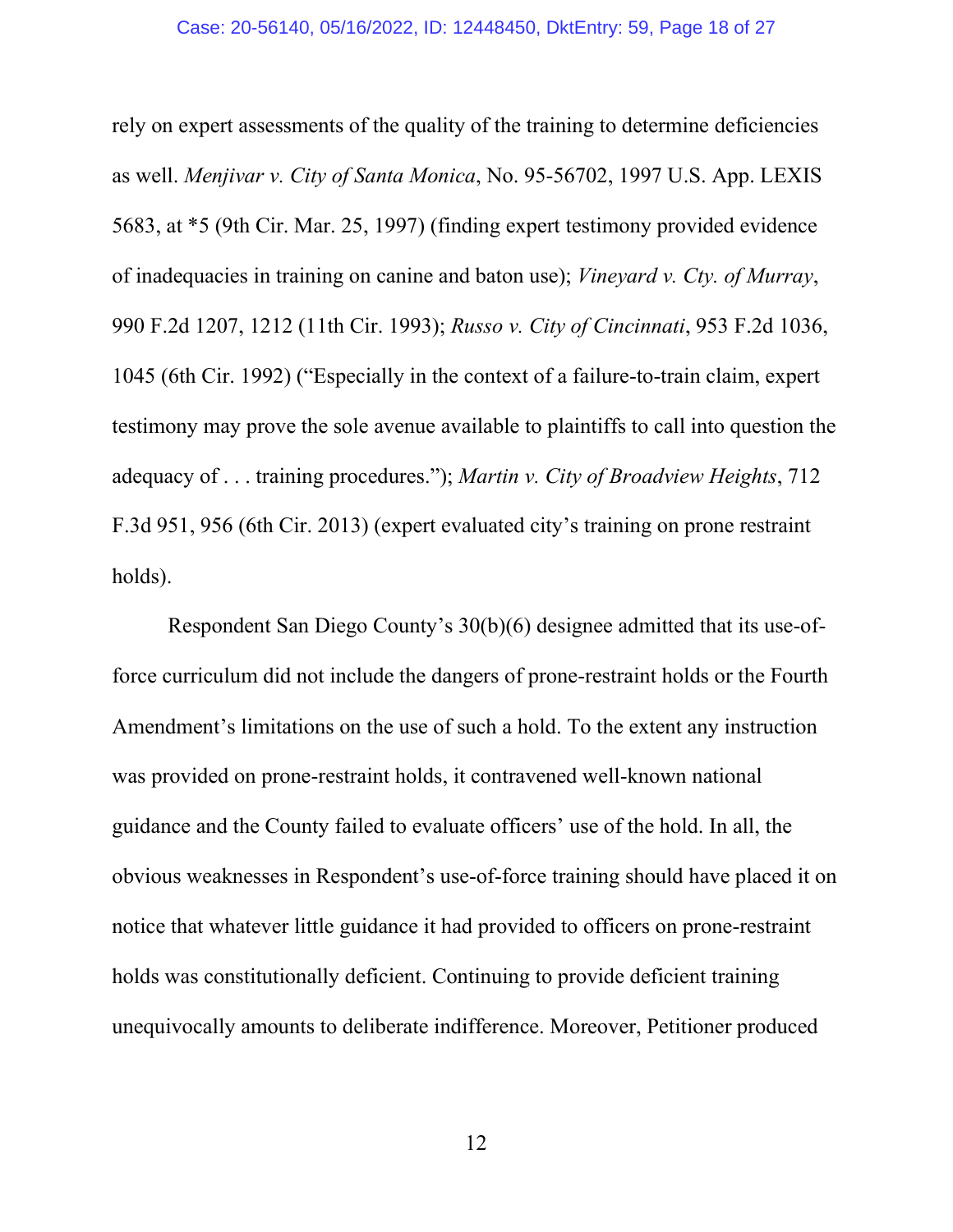rely on expert assessments of the quality of the training to determine deficiencies as well. *Menjivar v. City of Santa Monica*, No. 95-56702, 1997 U.S. App. LEXIS 5683, at *5 (9th Cir. Mar. 25, 1997) (finding expert testimony provided evidence of inadequacies in training on canine and baton use); *Vineyard v. Cty. of Murray*, 990 F.2d 1207, 1212 (11th Cir. 1993); *Russo v. City of Cincinnati*, 953 F.2d 1036, 1045 (6th Cir. 1992) ("Especially in the context of a failure-to-train claim, expert testimony may prove the sole avenue available to plaintiffs to call into question the adequacy of . . . training procedures."); *Martin v. City of Broadview Heights*, 712 F.3d 951, 956 (6th Cir. 2013) (expert evaluated city's training on prone restraint holds).

Respondent San Diego County's 30(b)(6) designee admitted that its use-of-force curriculum did not include the dangers of prone-restraint holds or the Fourth Amendment's limitations on the use of such a hold. To the extent any instruction was provided on prone-restraint holds, it contravened well-known national guidance and the County failed to evaluate officers' use of the hold. In all, the obvious weaknesses in Respondent's use-of-force training should have placed it on notice that whatever little guidance it had provided to officers on prone-restraint holds was constitutionally deficient. Continuing to provide deficient training unequivocally amounts to deliberate indifference. Moreover, Petitioner produced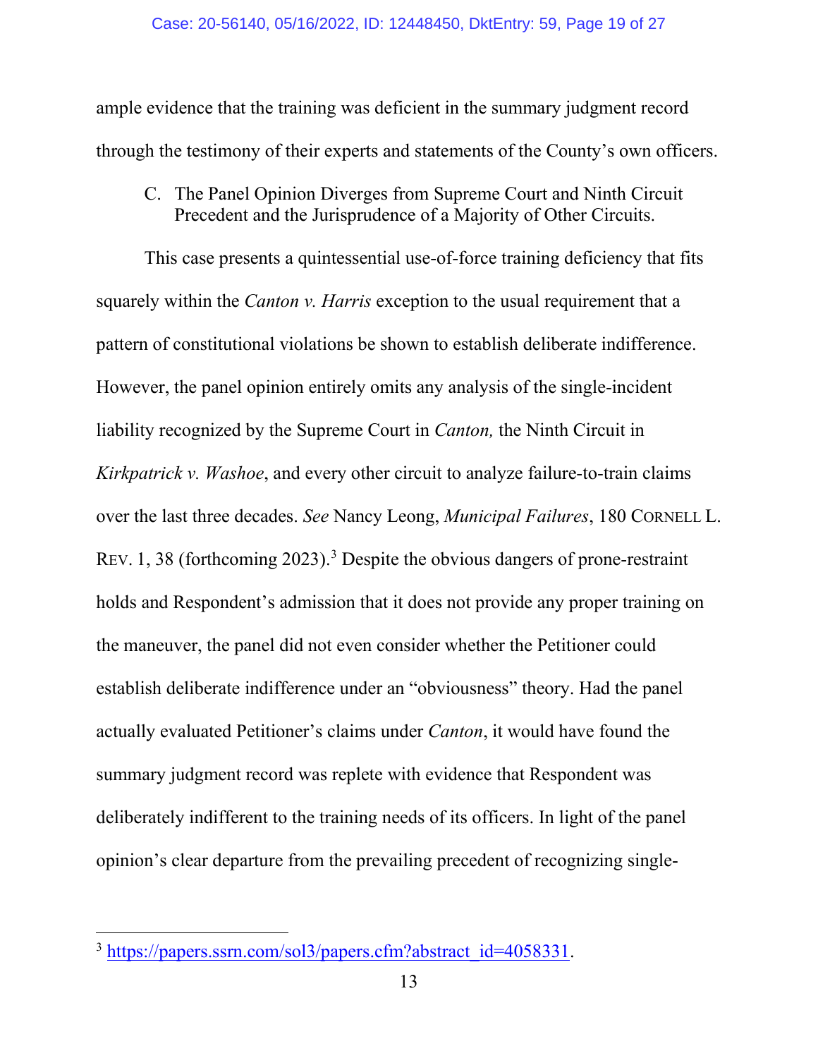ample evidence that the training was deficient in the summary judgment record through the testimony of their experts and statements of the County's own officers.

### C. The Panel Opinion Diverges from Supreme Court and Ninth Circuit Precedent and the Jurisprudence of a Majority of Other Circuits.

This case presents a quintessential use-of-force training deficiency that fits squarely within the *Canton v. Harris* exception to the usual requirement that a pattern of constitutional violations be shown to establish deliberate indifference. However, the panel opinion entirely omits any analysis of the single-incident liability recognized by the Supreme Court in *Canton,* the Ninth Circuit in *Kirkpatrick v. Washoe*, and every other circuit to analyze failure-to-train claims over the last three decades. *See* Nancy Leong, *Municipal Failures*, 180 CORNELL L. REV. 1, 38 (forthcoming 2023).[3] Despite the obvious dangers of prone-restraint holds and Respondent's admission that it does not provide any proper training on the maneuver, the panel did not even consider whether the Petitioner could establish deliberate indifference under an "obviousness" theory. Had the panel actually evaluated Petitioner's claims under *Canton*, it would have found the summary judgment record was replete with evidence that Respondent was deliberately indifferent to the training needs of its officers. In light of the panel opinion's clear departure from the prevailing precedent of recognizing single-

---

[3] https://papers.ssrn.com/sol3/papers.cfm?abstract_id=4058331.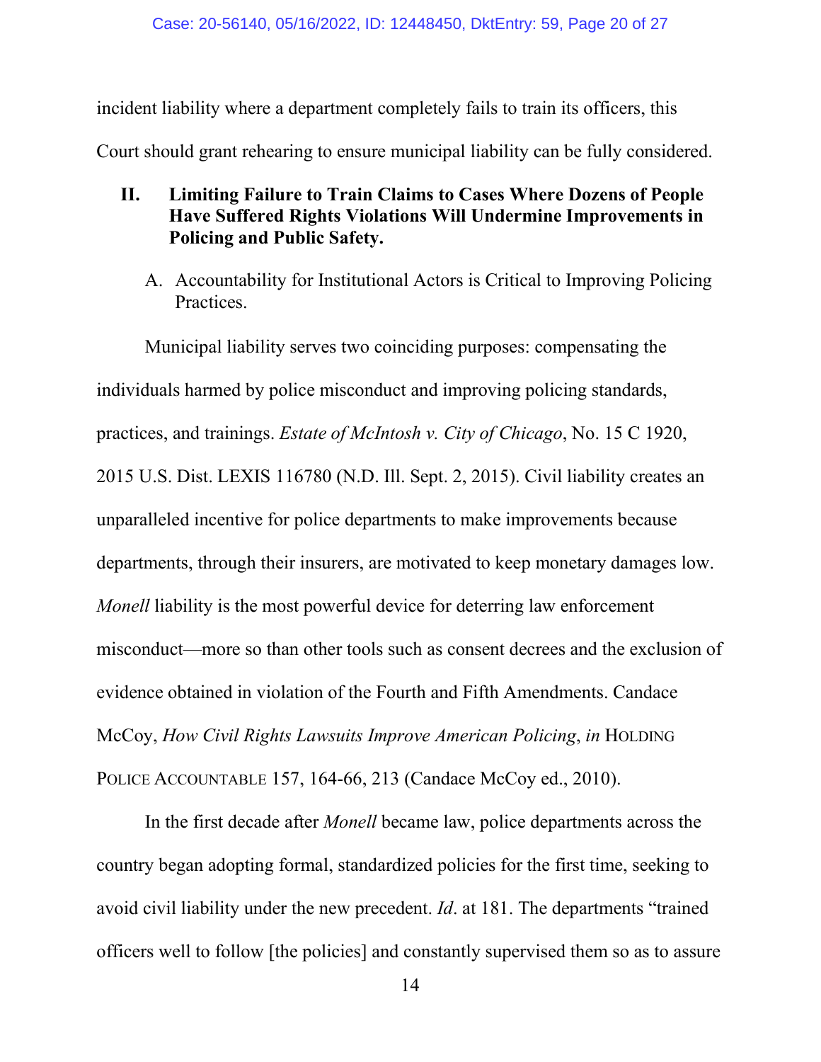incident liability where a department completely fails to train its officers, this Court should grant rehearing to ensure municipal liability can be fully considered.

## II. Limiting Failure to Train Claims to Cases Where Dozens of People Have Suffered Rights Violations Will Undermine Improvements in Policing and Public Safety.

### A. Accountability for Institutional Actors is Critical to Improving Policing Practices.

Municipal liability serves two coinciding purposes: compensating the individuals harmed by police misconduct and improving policing standards, practices, and trainings. *Estate of McIntosh v. City of Chicago*, No. 15 C 1920, 2015 U.S. Dist. LEXIS 116780 (N.D. Ill. Sept. 2, 2015). Civil liability creates an unparalleled incentive for police departments to make improvements because departments, through their insurers, are motivated to keep monetary damages low. *Monell* liability is the most powerful device for deterring law enforcement misconduct—more so than other tools such as consent decrees and the exclusion of evidence obtained in violation of the Fourth and Fifth Amendments. Candace McCoy, *How Civil Rights Lawsuits Improve American Policing*, *in* HOLDING POLICE ACCOUNTABLE 157, 164-66, 213 (Candace McCoy ed., 2010).

In the first decade after *Monell* became law, police departments across the country began adopting formal, standardized policies for the first time, seeking to avoid civil liability under the new precedent. *Id*. at 181. The departments "trained officers well to follow [the policies] and constantly supervised them so as to assure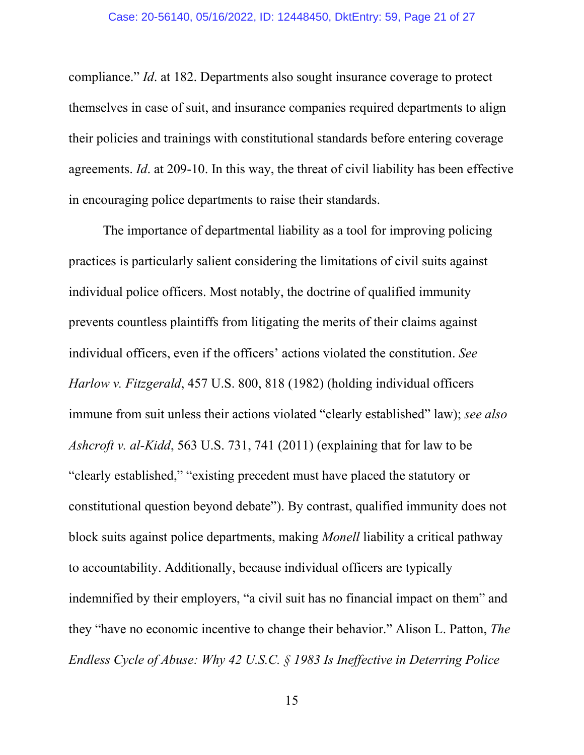compliance." *Id*. at 182. Departments also sought insurance coverage to protect themselves in case of suit, and insurance companies required departments to align their policies and trainings with constitutional standards before entering coverage agreements. *Id*. at 209-10. In this way, the threat of civil liability has been effective in encouraging police departments to raise their standards.

The importance of departmental liability as a tool for improving policing practices is particularly salient considering the limitations of civil suits against individual police officers. Most notably, the doctrine of qualified immunity prevents countless plaintiffs from litigating the merits of their claims against individual officers, even if the officers' actions violated the constitution. *See Harlow v. Fitzgerald*, 457 U.S. 800, 818 (1982) (holding individual officers immune from suit unless their actions violated "clearly established" law); *see also Ashcroft v. al-Kidd*, 563 U.S. 731, 741 (2011) (explaining that for law to be "clearly established," "existing precedent must have placed the statutory or constitutional question beyond debate"). By contrast, qualified immunity does not block suits against police departments, making *Monell* liability a critical pathway to accountability. Additionally, because individual officers are typically indemnified by their employers, "a civil suit has no financial impact on them" and they "have no economic incentive to change their behavior." Alison L. Patton, *The Endless Cycle of Abuse: Why 42 U.S.C. § 1983 Is Ineffective in Deterring Police*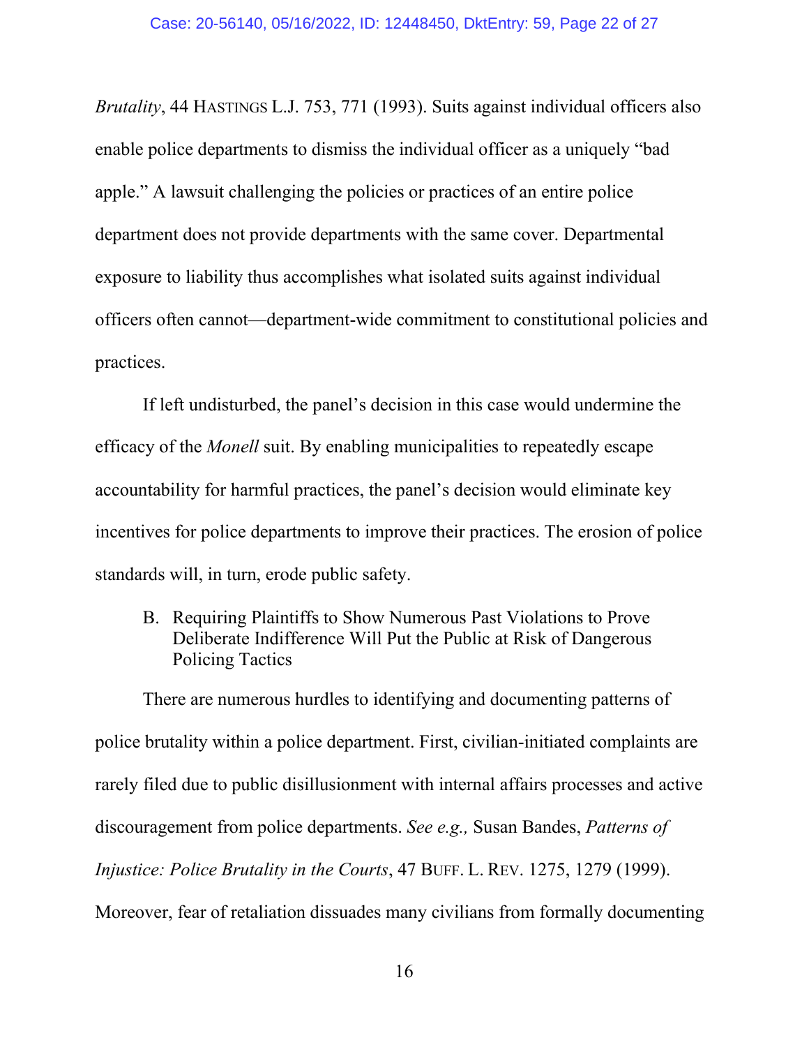*Brutality*, 44 HASTINGS L.J. 753, 771 (1993). Suits against individual officers also enable police departments to dismiss the individual officer as a uniquely "bad apple." A lawsuit challenging the policies or practices of an entire police department does not provide departments with the same cover. Departmental exposure to liability thus accomplishes what isolated suits against individual officers often cannot—department-wide commitment to constitutional policies and practices.

If left undisturbed, the panel's decision in this case would undermine the efficacy of the *Monell* suit. By enabling municipalities to repeatedly escape accountability for harmful practices, the panel's decision would eliminate key incentives for police departments to improve their practices. The erosion of police standards will, in turn, erode public safety.

### B. Requiring Plaintiffs to Show Numerous Past Violations to Prove Deliberate Indifference Will Put the Public at Risk of Dangerous Policing Tactics

There are numerous hurdles to identifying and documenting patterns of police brutality within a police department. First, civilian-initiated complaints are rarely filed due to public disillusionment with internal affairs processes and active discouragement from police departments. *See e.g.,* Susan Bandes, *Patterns of Injustice: Police Brutality in the Courts*, 47 BUFF. L. REV. 1275, 1279 (1999). Moreover, fear of retaliation dissuades many civilians from formally documenting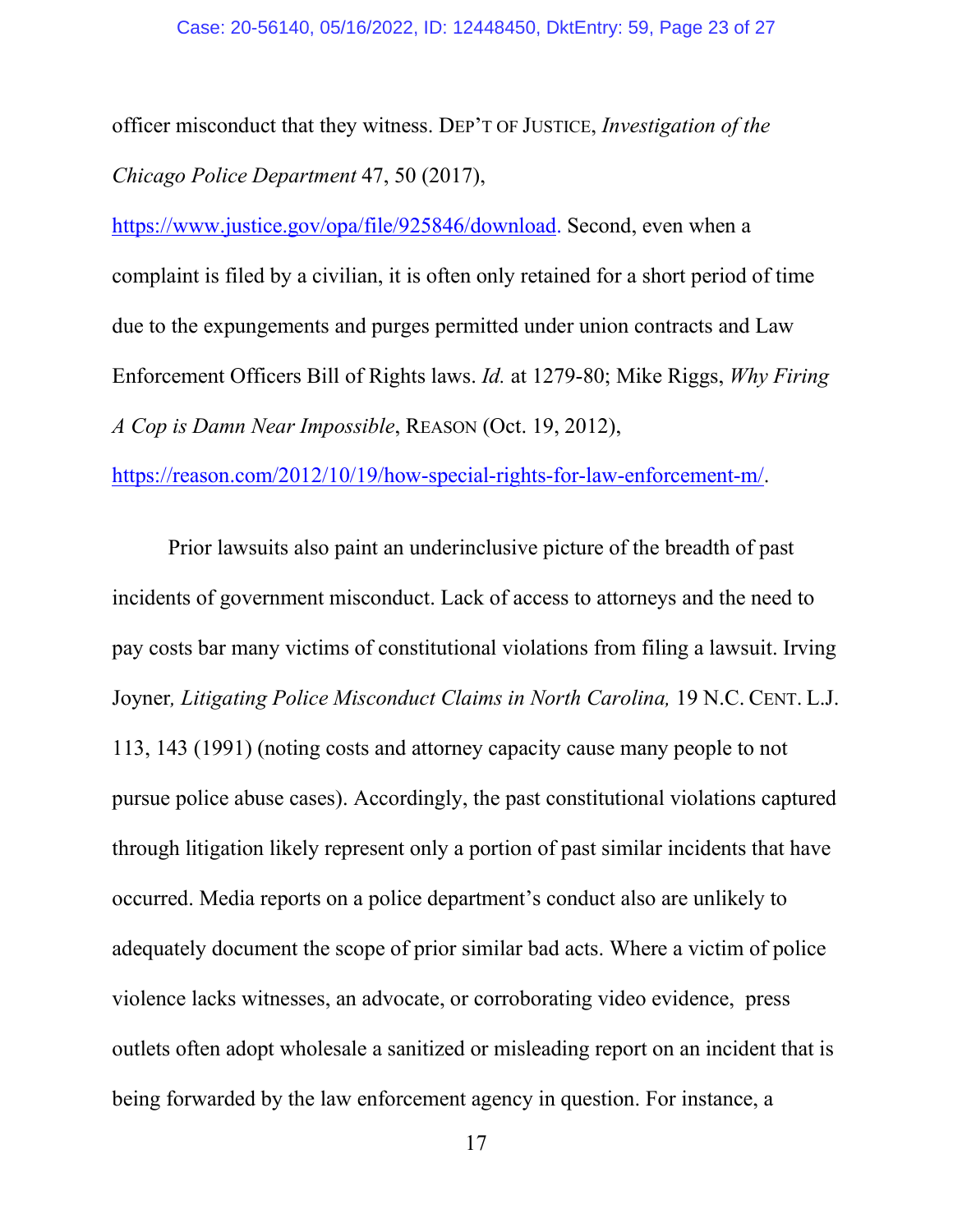officer misconduct that they witness. DEP'T OF JUSTICE, *Investigation of the Chicago Police Department* 47, 50 (2017), https://www.justice.gov/opa/file/925846/download. Second, even when a complaint is filed by a civilian, it is often only retained for a short period of time due to the expungements and purges permitted under union contracts and Law Enforcement Officers Bill of Rights laws. *Id.* at 1279-80; Mike Riggs, *Why Firing A Cop is Damn Near Impossible*, REASON (Oct. 19, 2012), https://reason.com/2012/10/19/how-special-rights-for-law-enforcement-m/.

Prior lawsuits also paint an underinclusive picture of the breadth of past incidents of government misconduct. Lack of access to attorneys and the need to pay costs bar many victims of constitutional violations from filing a lawsuit. Irving Joyner*, Litigating Police Misconduct Claims in North Carolina,* 19 N.C. CENT. L.J. 113, 143 (1991) (noting costs and attorney capacity cause many people to not pursue police abuse cases). Accordingly, the past constitutional violations captured through litigation likely represent only a portion of past similar incidents that have occurred. Media reports on a police department's conduct also are unlikely to adequately document the scope of prior similar bad acts. Where a victim of police violence lacks witnesses, an advocate, or corroborating video evidence, press outlets often adopt wholesale a sanitized or misleading report on an incident that is being forwarded by the law enforcement agency in question. For instance, a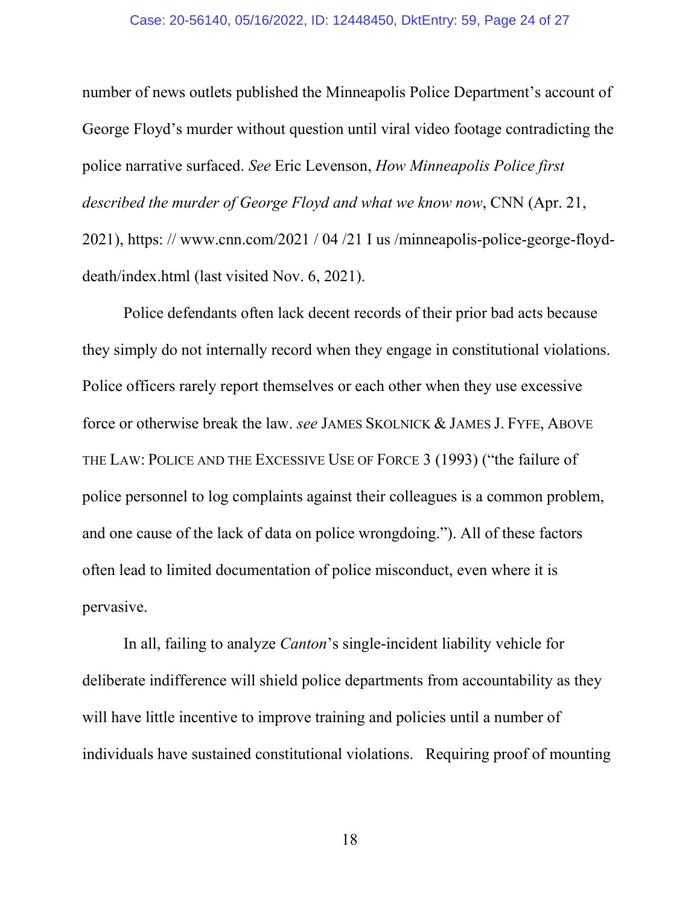number of news outlets published the Minneapolis Police Department's account of George Floyd's murder without question until viral video footage contradicting the police narrative surfaced. *See* Eric Levenson, *How Minneapolis Police first described the murder of George Floyd and what we know now*, CNN (Apr. 21, 2021), https: // www.cnn.com/2021 / 04 /21 I us /minneapolis-police-george-floyd-death/index.html (last visited Nov. 6, 2021).

Police defendants often lack decent records of their prior bad acts because they simply do not internally record when they engage in constitutional violations. Police officers rarely report themselves or each other when they use excessive force or otherwise break the law. *see* JAMES SKOLNICK & JAMES J. FYFE, ABOVE THE LAW: POLICE AND THE EXCESSIVE USE OF FORCE 3 (1993) ("the failure of police personnel to log complaints against their colleagues is a common problem, and one cause of the lack of data on police wrongdoing."). All of these factors often lead to limited documentation of police misconduct, even where it is pervasive.

In all, failing to analyze *Canton*'s single-incident liability vehicle for deliberate indifference will shield police departments from accountability as they will have little incentive to improve training and policies until a number of individuals have sustained constitutional violations. Requiring proof of mounting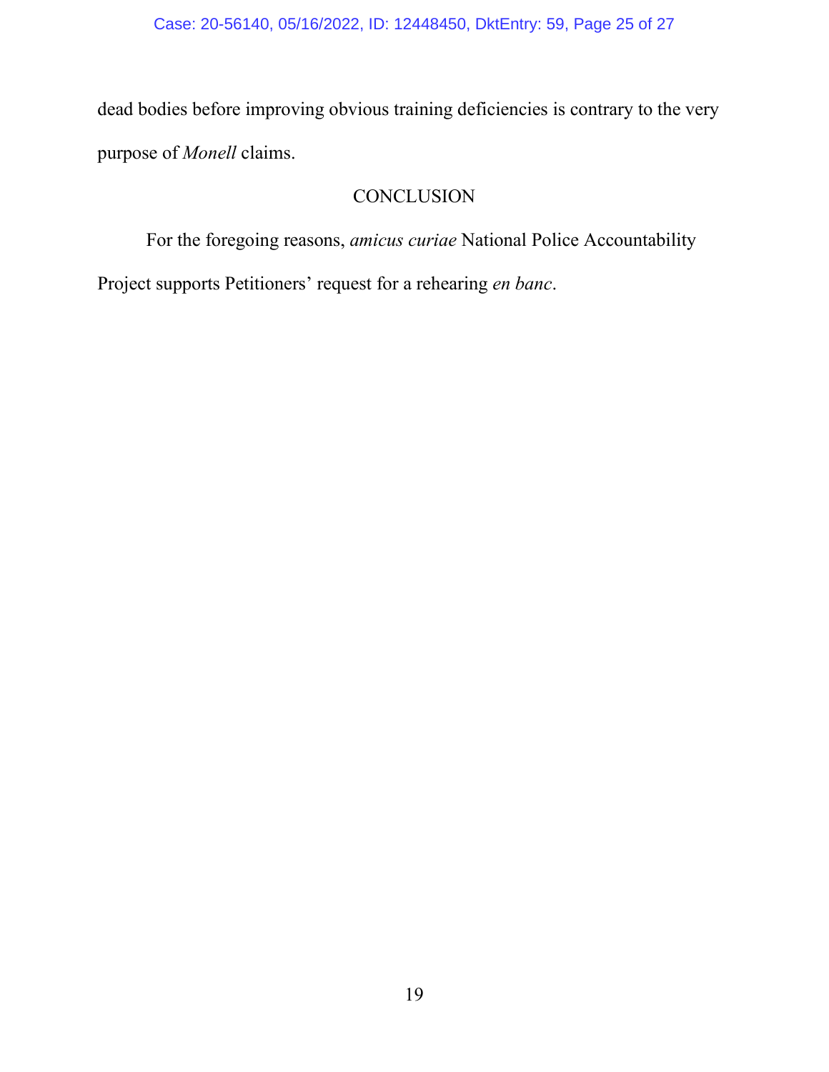dead bodies before improving obvious training deficiencies is contrary to the very purpose of *Monell* claims.

## CONCLUSION

For the foregoing reasons, *amicus curiae* National Police Accountability Project supports Petitioners' request for a rehearing *en banc*.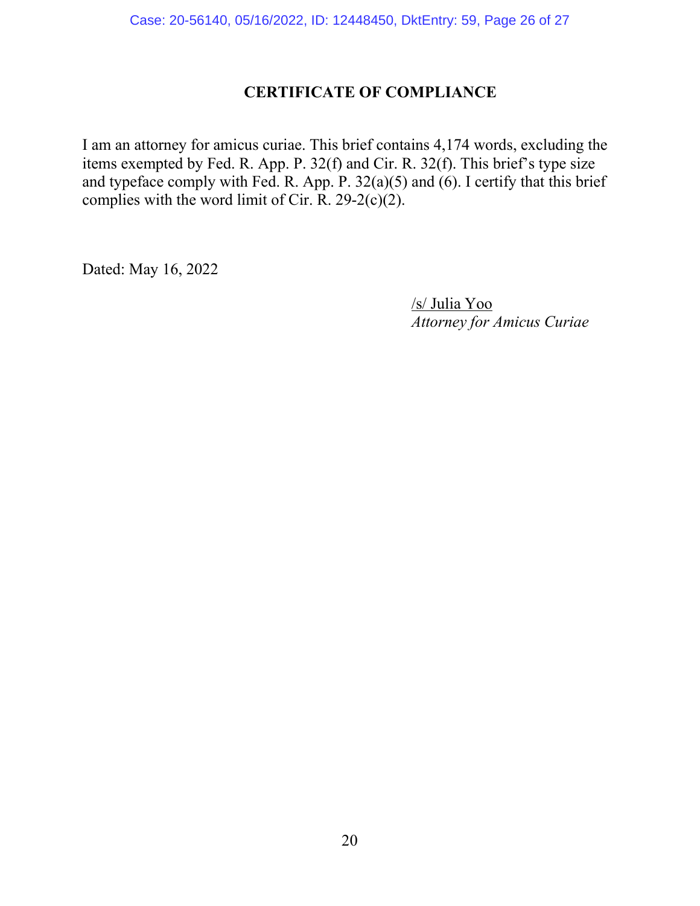## CERTIFICATE OF COMPLIANCE

I am an attorney for amicus curiae. This brief contains 4,174 words, excluding the items exempted by Fed. R. App. P. 32(f) and Cir. R. 32(f). This brief's type size and typeface comply with Fed. R. App. P. 32(a)(5) and (6). I certify that this brief complies with the word limit of Cir. R. 29-2(c)(2).

Dated: May 16, 2022

/s/ Julia Yoo
*Attorney for Amicus Curiae*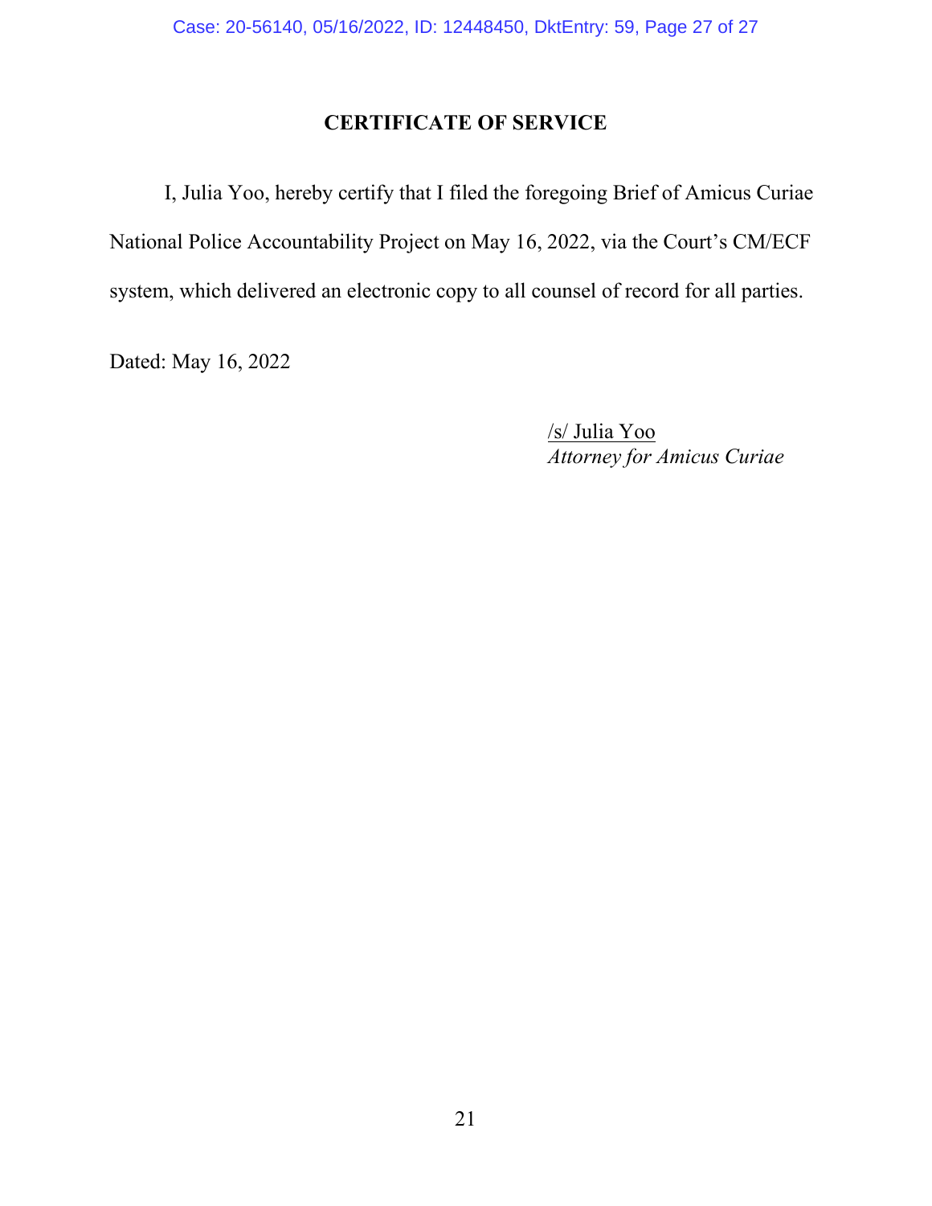## CERTIFICATE OF SERVICE

I, Julia Yoo, hereby certify that I filed the foregoing Brief of Amicus Curiae National Police Accountability Project on May 16, 2022, via the Court's CM/ECF system, which delivered an electronic copy to all counsel of record for all parties.

Dated: May 16, 2022

/s/ Julia Yoo
*Attorney for Amicus Curiae*